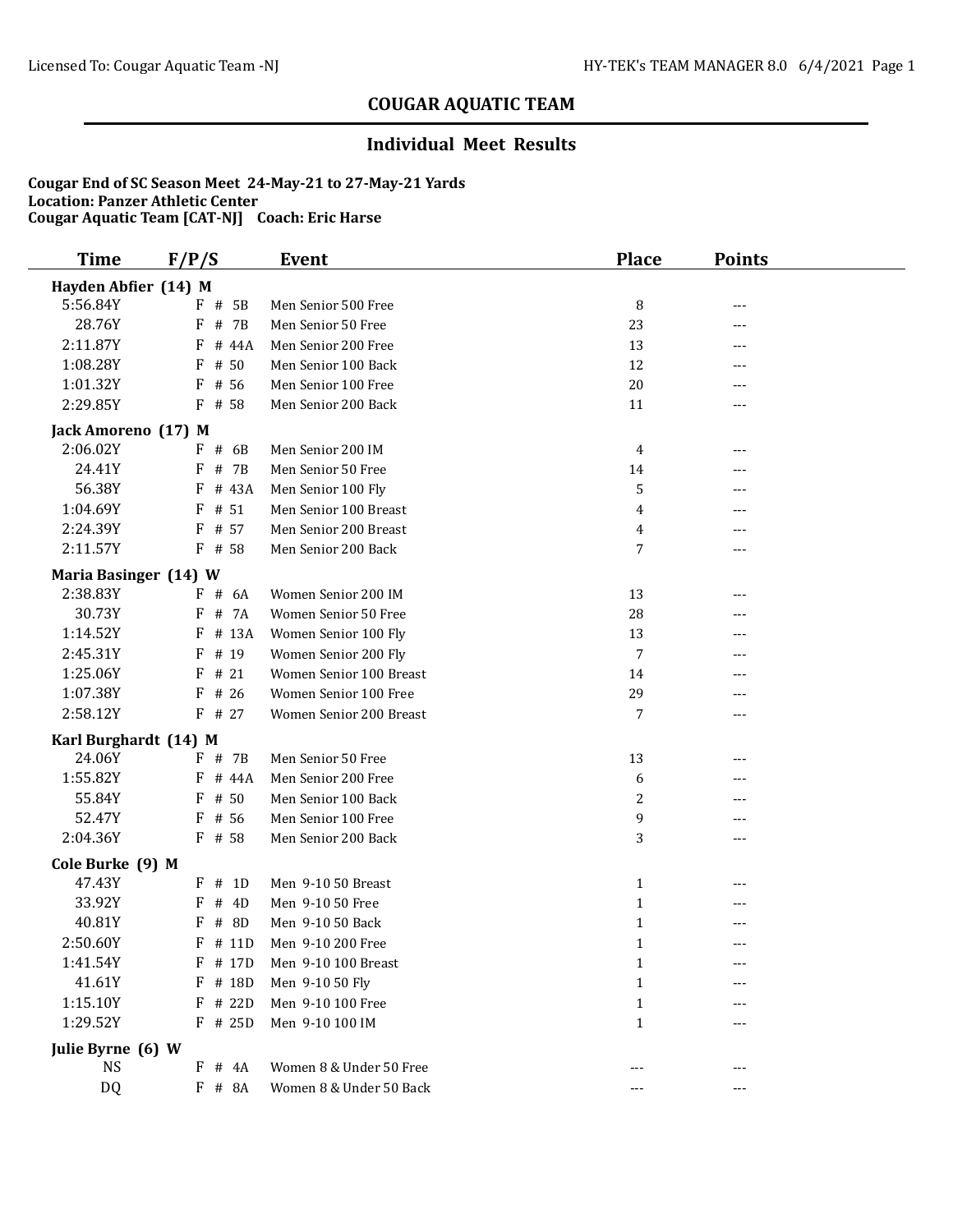# COUGAR AQUATIC TEAM

## Individual Meet Results

**Cougar End of SC Season Meet 24-May-21 to 27-May-21 Yards**
**Location: Panzer Athletic Center**
**Cougar Aquatic Team [CAT-NJ] Coach: Eric Harse**

| Time | F/P/S | Event | Place | Points |
|---|---|---|---|---|
| **Hayden Abfier (14) M** | | | | |
| 5:56.84Y | F # 5B | Men Senior 500 Free | 8 | --- |
| 28.76Y | F # 7B | Men Senior 50 Free | 23 | --- |
| 2:11.87Y | F # 44A | Men Senior 200 Free | 13 | --- |
| 1:08.28Y | F # 50 | Men Senior 100 Back | 12 | --- |
| 1:01.32Y | F # 56 | Men Senior 100 Free | 20 | --- |
| 2:29.85Y | F # 58 | Men Senior 200 Back | 11 | --- |
| **Jack Amoreno (17) M** | | | | |
| 2:06.02Y | F # 6B | Men Senior 200 IM | 4 | --- |
| 24.41Y | F # 7B | Men Senior 50 Free | 14 | --- |
| 56.38Y | F # 43A | Men Senior 100 Fly | 5 | --- |
| 1:04.69Y | F # 51 | Men Senior 100 Breast | 4 | --- |
| 2:24.39Y | F # 57 | Men Senior 200 Breast | 4 | --- |
| 2:11.57Y | F # 58 | Men Senior 200 Back | 7 | --- |
| **Maria Basinger (14) W** | | | | |
| 2:38.83Y | F # 6A | Women Senior 200 IM | 13 | --- |
| 30.73Y | F # 7A | Women Senior 50 Free | 28 | --- |
| 1:14.52Y | F # 13A | Women Senior 100 Fly | 13 | --- |
| 2:45.31Y | F # 19 | Women Senior 200 Fly | 7 | --- |
| 1:25.06Y | F # 21 | Women Senior 100 Breast | 14 | --- |
| 1:07.38Y | F # 26 | Women Senior 100 Free | 29 | --- |
| 2:58.12Y | F # 27 | Women Senior 200 Breast | 7 | --- |
| **Karl Burghardt (14) M** | | | | |
| 24.06Y | F # 7B | Men Senior 50 Free | 13 | --- |
| 1:55.82Y | F # 44A | Men Senior 200 Free | 6 | --- |
| 55.84Y | F # 50 | Men Senior 100 Back | 2 | --- |
| 52.47Y | F # 56 | Men Senior 100 Free | 9 | --- |
| 2:04.36Y | F # 58 | Men Senior 200 Back | 3 | --- |
| **Cole Burke (9) M** | | | | |
| 47.43Y | F # 1D | Men 9-10 50 Breast | 1 | --- |
| 33.92Y | F # 4D | Men 9-10 50 Free | 1 | --- |
| 40.81Y | F # 8D | Men 9-10 50 Back | 1 | --- |
| 2:50.60Y | F # 11D | Men 9-10 200 Free | 1 | --- |
| 1:41.54Y | F # 17D | Men 9-10 100 Breast | 1 | --- |
| 41.61Y | F # 18D | Men 9-10 50 Fly | 1 | --- |
| 1:15.10Y | F # 22D | Men 9-10 100 Free | 1 | --- |
| 1:29.52Y | F # 25D | Men 9-10 100 IM | 1 | --- |
| **Julie Byrne (6) W** | | | | |
| NS | F # 4A | Women 8 & Under 50 Free | --- | --- |
| DQ | F # 8A | Women 8 & Under 50 Back | --- | --- |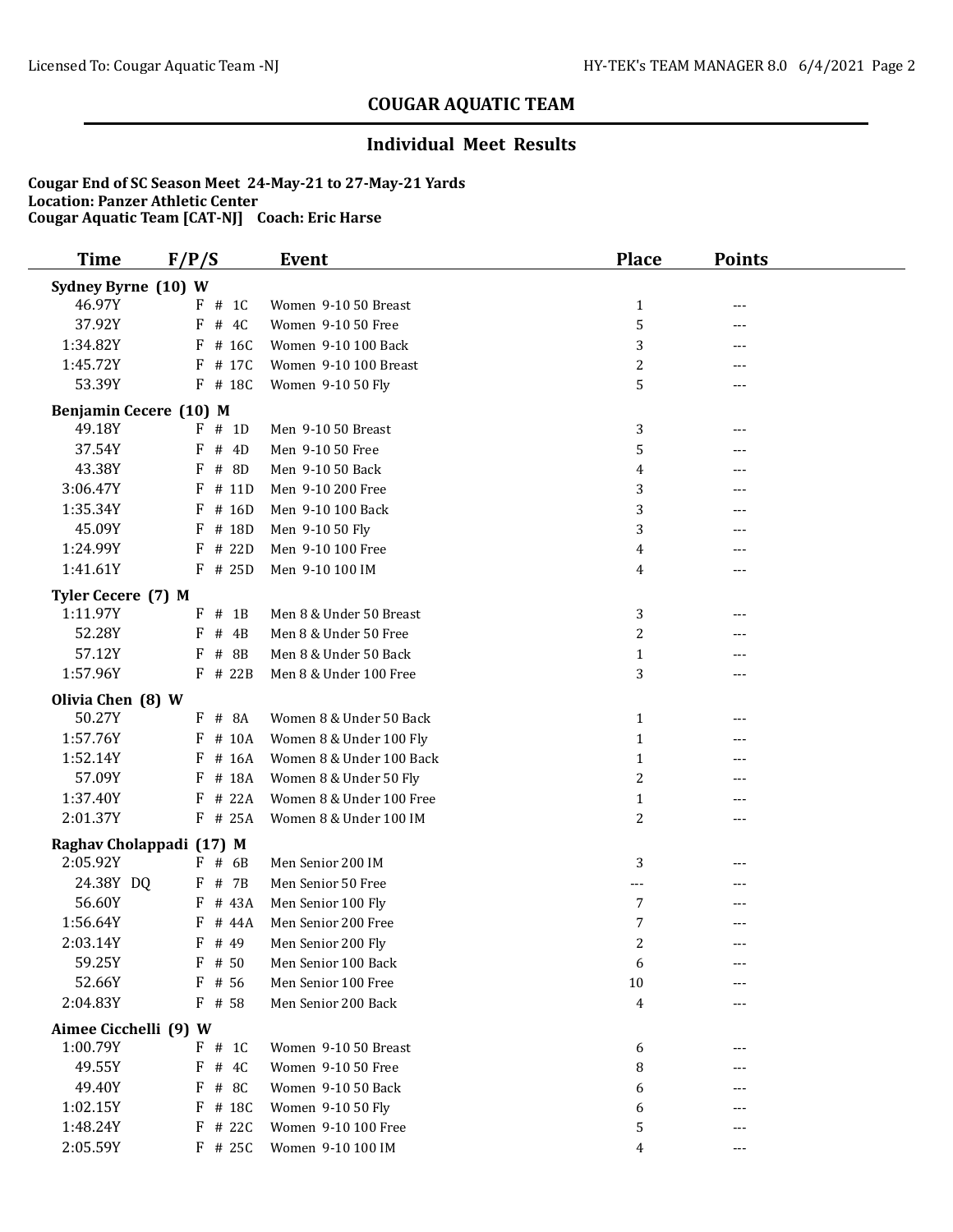## COUGAR AQUATIC TEAM

### Individual Meet Results

**Cougar End of SC Season Meet 24-May-21 to 27-May-21 Yards**
**Location: Panzer Athletic Center**
**Cougar Aquatic Team [CAT-NJ] Coach: Eric Harse**

| Time | F/P/S | Event | Place | Points |
|---|---|---|---|---|
| **Sydney Byrne (10) W** | | | | |
| 46.97Y | F # 1C | Women 9-10 50 Breast | 1 | --- |
| 37.92Y | F # 4C | Women 9-10 50 Free | 5 | --- |
| 1:34.82Y | F # 16C | Women 9-10 100 Back | 3 | --- |
| 1:45.72Y | F # 17C | Women 9-10 100 Breast | 2 | --- |
| 53.39Y | F # 18C | Women 9-10 50 Fly | 5 | --- |
| **Benjamin Cecere (10) M** | | | | |
| 49.18Y | F # 1D | Men 9-10 50 Breast | 3 | --- |
| 37.54Y | F # 4D | Men 9-10 50 Free | 5 | --- |
| 43.38Y | F # 8D | Men 9-10 50 Back | 4 | --- |
| 3:06.47Y | F # 11D | Men 9-10 200 Free | 3 | --- |
| 1:35.34Y | F # 16D | Men 9-10 100 Back | 3 | --- |
| 45.09Y | F # 18D | Men 9-10 50 Fly | 3 | --- |
| 1:24.99Y | F # 22D | Men 9-10 100 Free | 4 | --- |
| 1:41.61Y | F # 25D | Men 9-10 100 IM | 4 | --- |
| **Tyler Cecere (7) M** | | | | |
| 1:11.97Y | F # 1B | Men 8 & Under 50 Breast | 3 | --- |
| 52.28Y | F # 4B | Men 8 & Under 50 Free | 2 | --- |
| 57.12Y | F # 8B | Men 8 & Under 50 Back | 1 | --- |
| 1:57.96Y | F # 22B | Men 8 & Under 100 Free | 3 | --- |
| **Olivia Chen (8) W** | | | | |
| 50.27Y | F # 8A | Women 8 & Under 50 Back | 1 | --- |
| 1:57.76Y | F # 10A | Women 8 & Under 100 Fly | 1 | --- |
| 1:52.14Y | F # 16A | Women 8 & Under 100 Back | 1 | --- |
| 57.09Y | F # 18A | Women 8 & Under 50 Fly | 2 | --- |
| 1:37.40Y | F # 22A | Women 8 & Under 100 Free | 1 | --- |
| 2:01.37Y | F # 25A | Women 8 & Under 100 IM | 2 | --- |
| **Raghav Cholappadi (17) M** | | | | |
| 2:05.92Y | F # 6B | Men Senior 200 IM | 3 | --- |
| 24.38Y DQ | F # 7B | Men Senior 50 Free | --- | --- |
| 56.60Y | F # 43A | Men Senior 100 Fly | 7 | --- |
| 1:56.64Y | F # 44A | Men Senior 200 Free | 7 | --- |
| 2:03.14Y | F # 49 | Men Senior 200 Fly | 2 | --- |
| 59.25Y | F # 50 | Men Senior 100 Back | 6 | --- |
| 52.66Y | F # 56 | Men Senior 100 Free | 10 | --- |
| 2:04.83Y | F # 58 | Men Senior 200 Back | 4 | --- |
| **Aimee Cicchelli (9) W** | | | | |
| 1:00.79Y | F # 1C | Women 9-10 50 Breast | 6 | --- |
| 49.55Y | F # 4C | Women 9-10 50 Free | 8 | --- |
| 49.40Y | F # 8C | Women 9-10 50 Back | 6 | --- |
| 1:02.15Y | F # 18C | Women 9-10 50 Fly | 6 | --- |
| 1:48.24Y | F # 22C | Women 9-10 100 Free | 5 | --- |
| 2:05.59Y | F # 25C | Women 9-10 100 IM | 4 | --- |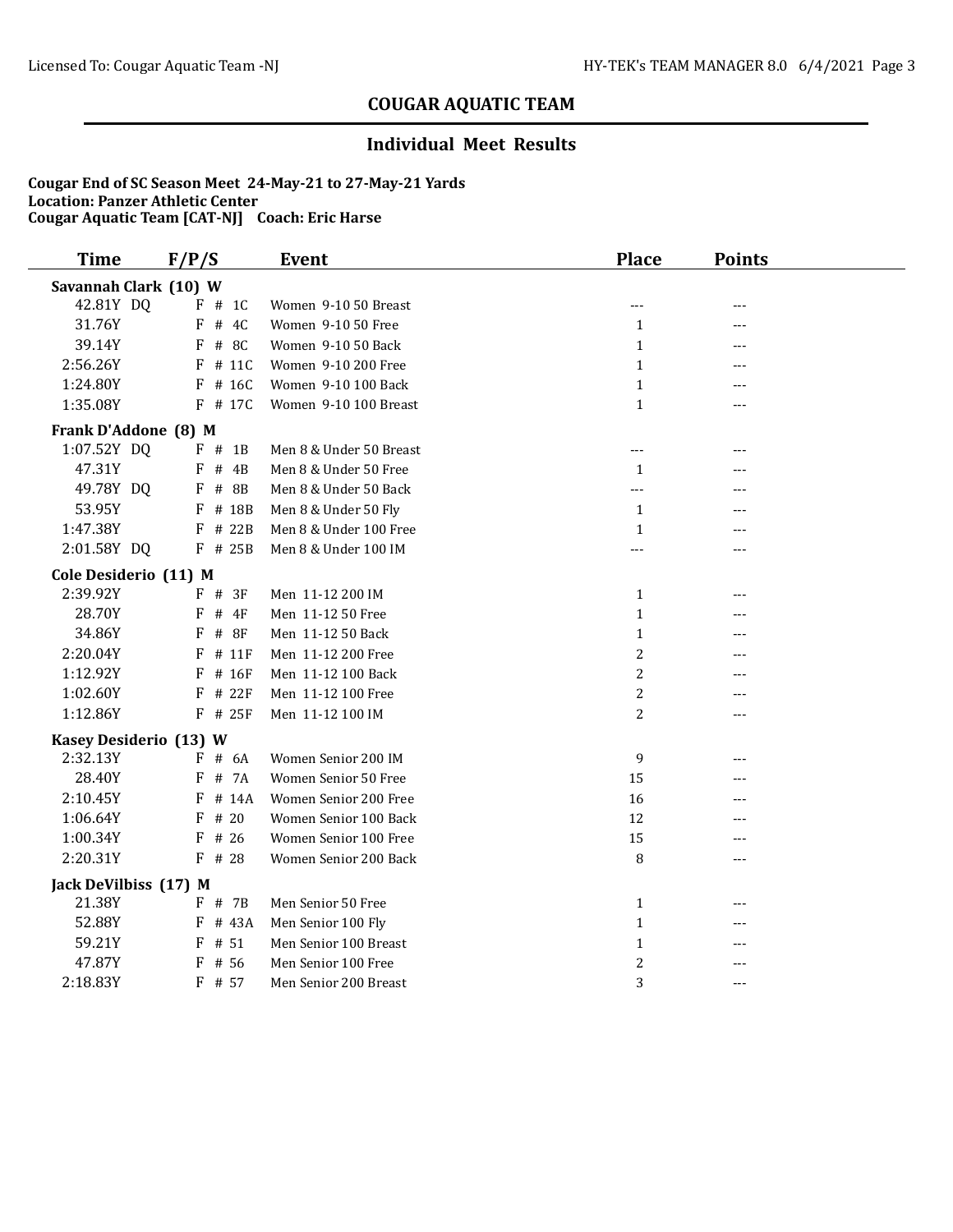## COUGAR AQUATIC TEAM

### Individual Meet Results

**Cougar End of SC Season Meet 24-May-21 to 27-May-21 Yards**
**Location: Panzer Athletic Center**
**Cougar Aquatic Team [CAT-NJ] Coach: Eric Harse**

| Time | F/P/S | Event | Place | Points |
|---|---|---|---|---|
| **Savannah Clark (10) W** | | | | |
| 42.81Y DQ | F # 1C | Women 9-10 50 Breast | --- | --- |
| 31.76Y | F # 4C | Women 9-10 50 Free | 1 | --- |
| 39.14Y | F # 8C | Women 9-10 50 Back | 1 | --- |
| 2:56.26Y | F # 11C | Women 9-10 200 Free | 1 | --- |
| 1:24.80Y | F # 16C | Women 9-10 100 Back | 1 | --- |
| 1:35.08Y | F # 17C | Women 9-10 100 Breast | 1 | --- |
| **Frank D'Addone (8) M** | | | | |
| 1:07.52Y DQ | F # 1B | Men 8 & Under 50 Breast | --- | --- |
| 47.31Y | F # 4B | Men 8 & Under 50 Free | 1 | --- |
| 49.78Y DQ | F # 8B | Men 8 & Under 50 Back | --- | --- |
| 53.95Y | F # 18B | Men 8 & Under 50 Fly | 1 | --- |
| 1:47.38Y | F # 22B | Men 8 & Under 100 Free | 1 | --- |
| 2:01.58Y DQ | F # 25B | Men 8 & Under 100 IM | --- | --- |
| **Cole Desiderio (11) M** | | | | |
| 2:39.92Y | F # 3F | Men 11-12 200 IM | 1 | --- |
| 28.70Y | F # 4F | Men 11-12 50 Free | 1 | --- |
| 34.86Y | F # 8F | Men 11-12 50 Back | 1 | --- |
| 2:20.04Y | F # 11F | Men 11-12 200 Free | 2 | --- |
| 1:12.92Y | F # 16F | Men 11-12 100 Back | 2 | --- |
| 1:02.60Y | F # 22F | Men 11-12 100 Free | 2 | --- |
| 1:12.86Y | F # 25F | Men 11-12 100 IM | 2 | --- |
| **Kasey Desiderio (13) W** | | | | |
| 2:32.13Y | F # 6A | Women Senior 200 IM | 9 | --- |
| 28.40Y | F # 7A | Women Senior 50 Free | 15 | --- |
| 2:10.45Y | F # 14A | Women Senior 200 Free | 16 | --- |
| 1:06.64Y | F # 20 | Women Senior 100 Back | 12 | --- |
| 1:00.34Y | F # 26 | Women Senior 100 Free | 15 | --- |
| 2:20.31Y | F # 28 | Women Senior 200 Back | 8 | --- |
| **Jack DeVilbiss (17) M** | | | | |
| 21.38Y | F # 7B | Men Senior 50 Free | 1 | --- |
| 52.88Y | F # 43A | Men Senior 100 Fly | 1 | --- |
| 59.21Y | F # 51 | Men Senior 100 Breast | 1 | --- |
| 47.87Y | F # 56 | Men Senior 100 Free | 2 | --- |
| 2:18.83Y | F # 57 | Men Senior 200 Breast | 3 | --- |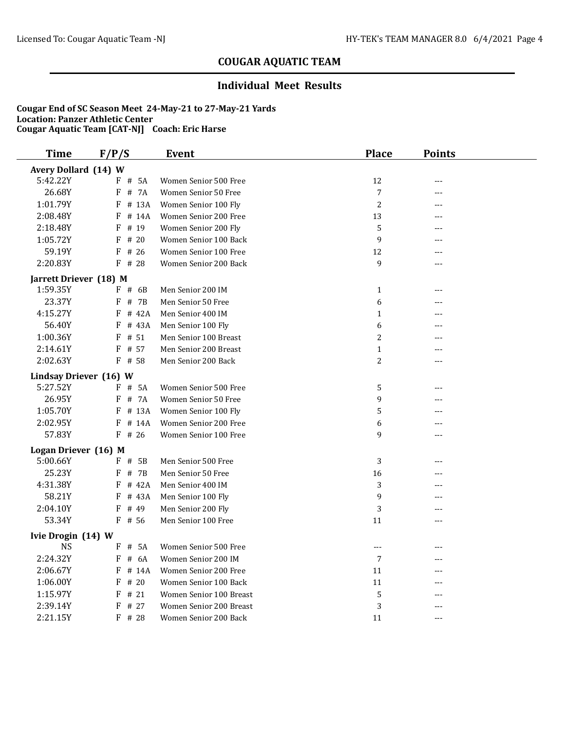## COUGAR AQUATIC TEAM

### Individual Meet Results

**Cougar End of SC Season Meet 24-May-21 to 27-May-21 Yards**
**Location: Panzer Athletic Center**
**Cougar Aquatic Team [CAT-NJ] Coach: Eric Harse**

| Time | F/P/S | Event | Place | Points |
|---|---|---|---|---|
| **Avery Dollard (14) W** | | | | |
| 5:42.22Y | F # 5A | Women Senior 500 Free | 12 | --- |
| 26.68Y | F # 7A | Women Senior 50 Free | 7 | --- |
| 1:01.79Y | F # 13A | Women Senior 100 Fly | 2 | --- |
| 2:08.48Y | F # 14A | Women Senior 200 Free | 13 | --- |
| 2:18.48Y | F # 19 | Women Senior 200 Fly | 5 | --- |
| 1:05.72Y | F # 20 | Women Senior 100 Back | 9 | --- |
| 59.19Y | F # 26 | Women Senior 100 Free | 12 | --- |
| 2:20.83Y | F # 28 | Women Senior 200 Back | 9 | --- |
| **Jarrett Driever (18) M** | | | | |
| 1:59.35Y | F # 6B | Men Senior 200 IM | 1 | --- |
| 23.37Y | F # 7B | Men Senior 50 Free | 6 | --- |
| 4:15.27Y | F # 42A | Men Senior 400 IM | 1 | --- |
| 56.40Y | F # 43A | Men Senior 100 Fly | 6 | --- |
| 1:00.36Y | F # 51 | Men Senior 100 Breast | 2 | --- |
| 2:14.61Y | F # 57 | Men Senior 200 Breast | 1 | --- |
| 2:02.63Y | F # 58 | Men Senior 200 Back | 2 | --- |
| **Lindsay Driever (16) W** | | | | |
| 5:27.52Y | F # 5A | Women Senior 500 Free | 5 | --- |
| 26.95Y | F # 7A | Women Senior 50 Free | 9 | --- |
| 1:05.70Y | F # 13A | Women Senior 100 Fly | 5 | --- |
| 2:02.95Y | F # 14A | Women Senior 200 Free | 6 | --- |
| 57.83Y | F # 26 | Women Senior 100 Free | 9 | --- |
| **Logan Driever (16) M** | | | | |
| 5:00.66Y | F # 5B | Men Senior 500 Free | 3 | --- |
| 25.23Y | F # 7B | Men Senior 50 Free | 16 | --- |
| 4:31.38Y | F # 42A | Men Senior 400 IM | 3 | --- |
| 58.21Y | F # 43A | Men Senior 100 Fly | 9 | --- |
| 2:04.10Y | F # 49 | Men Senior 200 Fly | 3 | --- |
| 53.34Y | F # 56 | Men Senior 100 Free | 11 | --- |
| **Ivie Drogin (14) W** | | | | |
| NS | F # 5A | Women Senior 500 Free | --- | --- |
| 2:24.32Y | F # 6A | Women Senior 200 IM | 7 | --- |
| 2:06.67Y | F # 14A | Women Senior 200 Free | 11 | --- |
| 1:06.00Y | F # 20 | Women Senior 100 Back | 11 | --- |
| 1:15.97Y | F # 21 | Women Senior 100 Breast | 5 | --- |
| 2:39.14Y | F # 27 | Women Senior 200 Breast | 3 | --- |
| 2:21.15Y | F # 28 | Women Senior 200 Back | 11 | --- |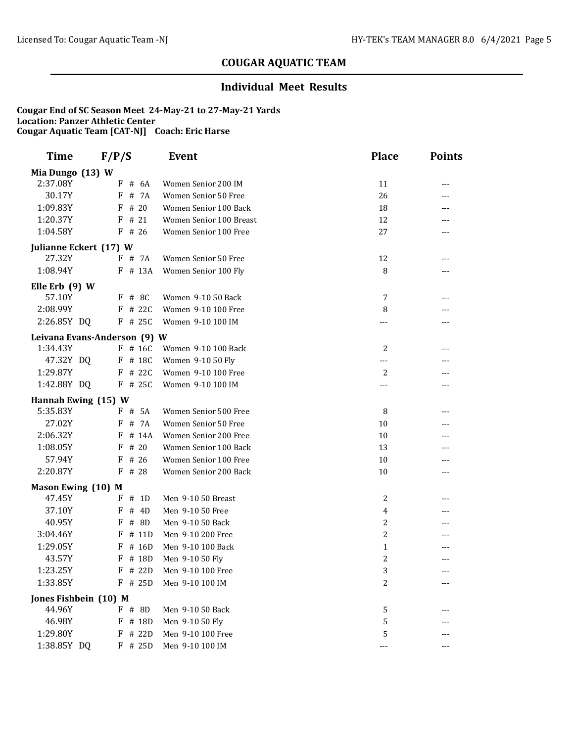## COUGAR AQUATIC TEAM

### Individual Meet Results

**Cougar End of SC Season Meet 24-May-21 to 27-May-21 Yards**
**Location: Panzer Athletic Center**
**Cougar Aquatic Team [CAT-NJ] Coach: Eric Harse**

| Time | F/P/S | Event | Place | Points |
|---|---|---|---|---|
| **Mia Dungo (13) W** | | | | |
| 2:37.08Y | F # 6A | Women Senior 200 IM | 11 | --- |
| 30.17Y | F # 7A | Women Senior 50 Free | 26 | --- |
| 1:09.83Y | F # 20 | Women Senior 100 Back | 18 | --- |
| 1:20.37Y | F # 21 | Women Senior 100 Breast | 12 | --- |
| 1:04.58Y | F # 26 | Women Senior 100 Free | 27 | --- |
| **Julianne Eckert (17) W** | | | | |
| 27.32Y | F # 7A | Women Senior 50 Free | 12 | --- |
| 1:08.94Y | F # 13A | Women Senior 100 Fly | 8 | --- |
| **Elle Erb (9) W** | | | | |
| 57.10Y | F # 8C | Women 9-10 50 Back | 7 | --- |
| 2:08.99Y | F # 22C | Women 9-10 100 Free | 8 | --- |
| 2:26.85Y DQ | F # 25C | Women 9-10 100 IM | --- | --- |
| **Leivana Evans-Anderson (9) W** | | | | |
| 1:34.43Y | F # 16C | Women 9-10 100 Back | 2 | --- |
| 47.32Y DQ | F # 18C | Women 9-10 50 Fly | --- | --- |
| 1:29.87Y | F # 22C | Women 9-10 100 Free | 2 | --- |
| 1:42.88Y DQ | F # 25C | Women 9-10 100 IM | --- | --- |
| **Hannah Ewing (15) W** | | | | |
| 5:35.83Y | F # 5A | Women Senior 500 Free | 8 | --- |
| 27.02Y | F # 7A | Women Senior 50 Free | 10 | --- |
| 2:06.32Y | F # 14A | Women Senior 200 Free | 10 | --- |
| 1:08.05Y | F # 20 | Women Senior 100 Back | 13 | --- |
| 57.94Y | F # 26 | Women Senior 100 Free | 10 | --- |
| 2:20.87Y | F # 28 | Women Senior 200 Back | 10 | --- |
| **Mason Ewing (10) M** | | | | |
| 47.45Y | F # 1D | Men 9-10 50 Breast | 2 | --- |
| 37.10Y | F # 4D | Men 9-10 50 Free | 4 | --- |
| 40.95Y | F # 8D | Men 9-10 50 Back | 2 | --- |
| 3:04.46Y | F # 11D | Men 9-10 200 Free | 2 | --- |
| 1:29.05Y | F # 16D | Men 9-10 100 Back | 1 | --- |
| 43.57Y | F # 18D | Men 9-10 50 Fly | 2 | --- |
| 1:23.25Y | F # 22D | Men 9-10 100 Free | 3 | --- |
| 1:33.85Y | F # 25D | Men 9-10 100 IM | 2 | --- |
| **Jones Fishbein (10) M** | | | | |
| 44.96Y | F # 8D | Men 9-10 50 Back | 5 | --- |
| 46.98Y | F # 18D | Men 9-10 50 Fly | 5 | --- |
| 1:29.80Y | F # 22D | Men 9-10 100 Free | 5 | --- |
| 1:38.85Y DQ | F # 25D | Men 9-10 100 IM | --- | --- |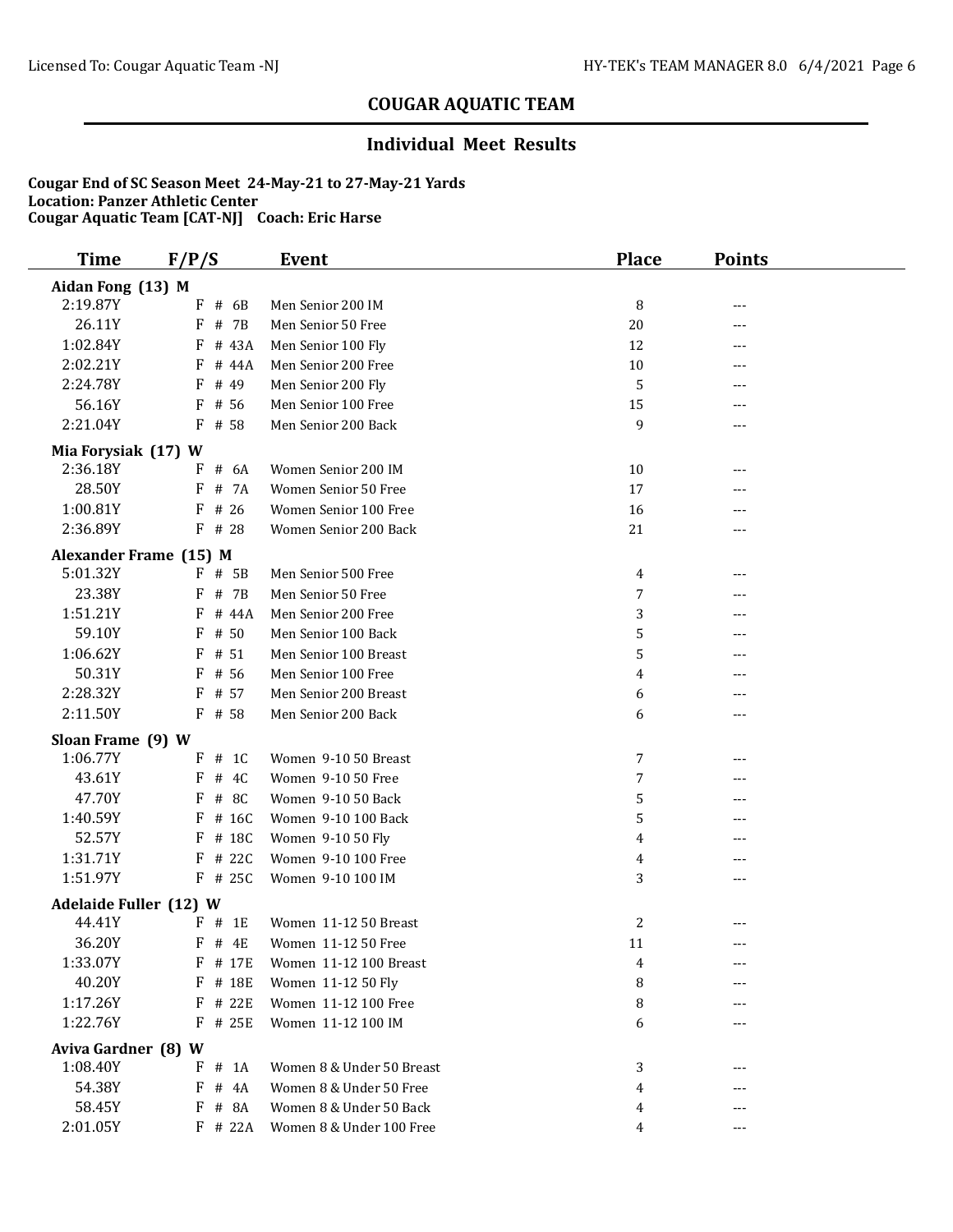## COUGAR AQUATIC TEAM

### Individual Meet Results

**Cougar End of SC Season Meet 24-May-21 to 27-May-21 Yards**
**Location: Panzer Athletic Center**
**Cougar Aquatic Team [CAT-NJ] Coach: Eric Harse**

| Time | F/P/S | Event | Place | Points |
|---|---|---|---|---|
| **Aidan Fong (13) M** | | | | |
| 2:19.87Y | F # 6B | Men Senior 200 IM | 8 | --- |
| 26.11Y | F # 7B | Men Senior 50 Free | 20 | --- |
| 1:02.84Y | F # 43A | Men Senior 100 Fly | 12 | --- |
| 2:02.21Y | F # 44A | Men Senior 200 Free | 10 | --- |
| 2:24.78Y | F # 49 | Men Senior 200 Fly | 5 | --- |
| 56.16Y | F # 56 | Men Senior 100 Free | 15 | --- |
| 2:21.04Y | F # 58 | Men Senior 200 Back | 9 | --- |
| **Mia Forysiak (17) W** | | | | |
| 2:36.18Y | F # 6A | Women Senior 200 IM | 10 | --- |
| 28.50Y | F # 7A | Women Senior 50 Free | 17 | --- |
| 1:00.81Y | F # 26 | Women Senior 100 Free | 16 | --- |
| 2:36.89Y | F # 28 | Women Senior 200 Back | 21 | --- |
| **Alexander Frame (15) M** | | | | |
| 5:01.32Y | F # 5B | Men Senior 500 Free | 4 | --- |
| 23.38Y | F # 7B | Men Senior 50 Free | 7 | --- |
| 1:51.21Y | F # 44A | Men Senior 200 Free | 3 | --- |
| 59.10Y | F # 50 | Men Senior 100 Back | 5 | --- |
| 1:06.62Y | F # 51 | Men Senior 100 Breast | 5 | --- |
| 50.31Y | F # 56 | Men Senior 100 Free | 4 | --- |
| 2:28.32Y | F # 57 | Men Senior 200 Breast | 6 | --- |
| 2:11.50Y | F # 58 | Men Senior 200 Back | 6 | --- |
| **Sloan Frame (9) W** | | | | |
| 1:06.77Y | F # 1C | Women 9-10 50 Breast | 7 | --- |
| 43.61Y | F # 4C | Women 9-10 50 Free | 7 | --- |
| 47.70Y | F # 8C | Women 9-10 50 Back | 5 | --- |
| 1:40.59Y | F # 16C | Women 9-10 100 Back | 5 | --- |
| 52.57Y | F # 18C | Women 9-10 50 Fly | 4 | --- |
| 1:31.71Y | F # 22C | Women 9-10 100 Free | 4 | --- |
| 1:51.97Y | F # 25C | Women 9-10 100 IM | 3 | --- |
| **Adelaide Fuller (12) W** | | | | |
| 44.41Y | F # 1E | Women 11-12 50 Breast | 2 | --- |
| 36.20Y | F # 4E | Women 11-12 50 Free | 11 | --- |
| 1:33.07Y | F # 17E | Women 11-12 100 Breast | 4 | --- |
| 40.20Y | F # 18E | Women 11-12 50 Fly | 8 | --- |
| 1:17.26Y | F # 22E | Women 11-12 100 Free | 8 | --- |
| 1:22.76Y | F # 25E | Women 11-12 100 IM | 6 | --- |
| **Aviva Gardner (8) W** | | | | |
| 1:08.40Y | F # 1A | Women 8 & Under 50 Breast | 3 | --- |
| 54.38Y | F # 4A | Women 8 & Under 50 Free | 4 | --- |
| 58.45Y | F # 8A | Women 8 & Under 50 Back | 4 | --- |
| 2:01.05Y | F # 22A | Women 8 & Under 100 Free | 4 | --- |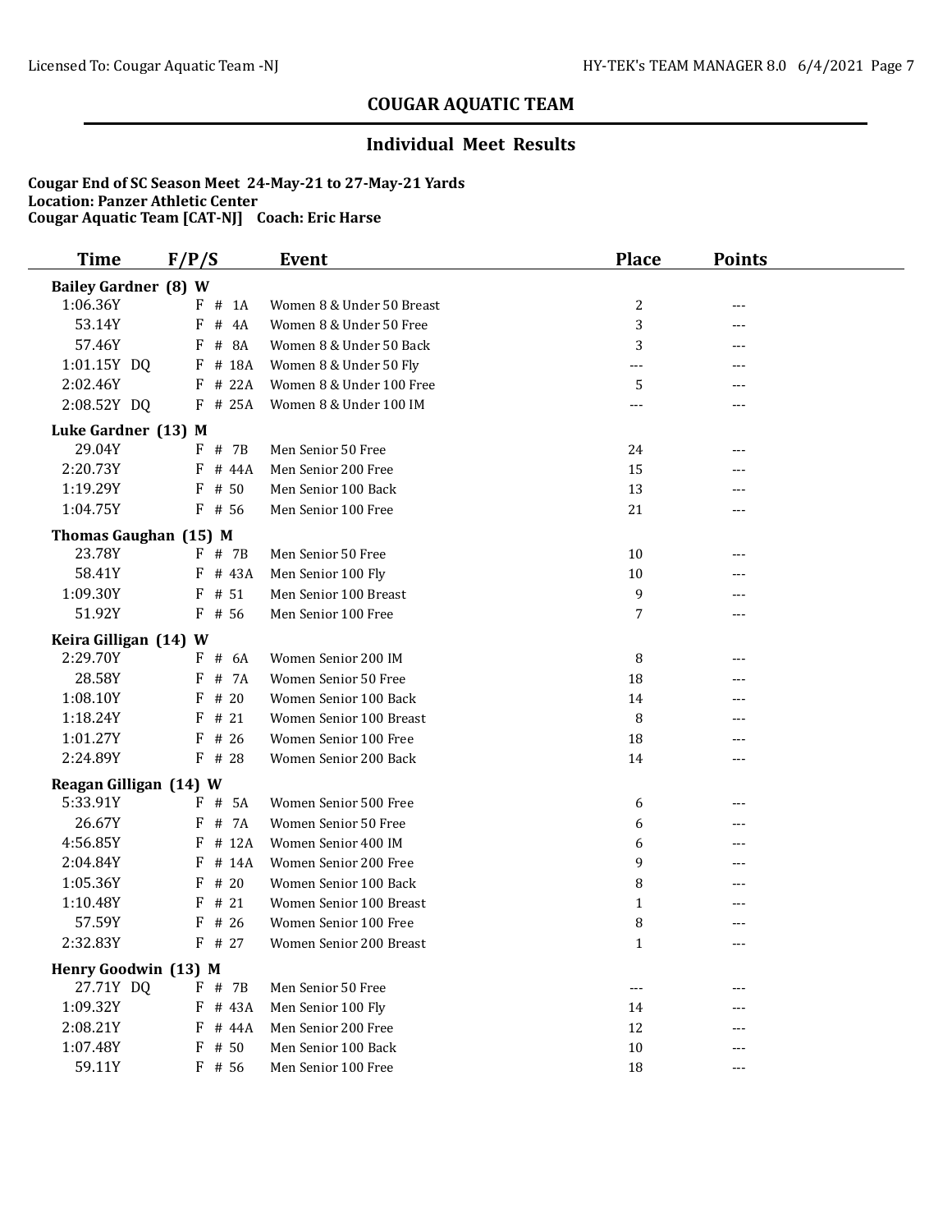## COUGAR AQUATIC TEAM

### Individual Meet Results

**Cougar End of SC Season Meet 24-May-21 to 27-May-21 Yards**
**Location: Panzer Athletic Center**
**Cougar Aquatic Team [CAT-NJ] Coach: Eric Harse**

| Time | F/P/S | Event | Place | Points |
|---|---|---|---|---|
| **Bailey Gardner (8) W** | | | | |
| 1:06.36Y | F # 1A | Women 8 & Under 50 Breast | 2 | --- |
| 53.14Y | F # 4A | Women 8 & Under 50 Free | 3 | --- |
| 57.46Y | F # 8A | Women 8 & Under 50 Back | 3 | --- |
| 1:01.15Y DQ | F # 18A | Women 8 & Under 50 Fly | --- | --- |
| 2:02.46Y | F # 22A | Women 8 & Under 100 Free | 5 | --- |
| 2:08.52Y DQ | F # 25A | Women 8 & Under 100 IM | --- | --- |
| **Luke Gardner (13) M** | | | | |
| 29.04Y | F # 7B | Men Senior 50 Free | 24 | --- |
| 2:20.73Y | F # 44A | Men Senior 200 Free | 15 | --- |
| 1:19.29Y | F # 50 | Men Senior 100 Back | 13 | --- |
| 1:04.75Y | F # 56 | Men Senior 100 Free | 21 | --- |
| **Thomas Gaughan (15) M** | | | | |
| 23.78Y | F # 7B | Men Senior 50 Free | 10 | --- |
| 58.41Y | F # 43A | Men Senior 100 Fly | 10 | --- |
| 1:09.30Y | F # 51 | Men Senior 100 Breast | 9 | --- |
| 51.92Y | F # 56 | Men Senior 100 Free | 7 | --- |
| **Keira Gilligan (14) W** | | | | |
| 2:29.70Y | F # 6A | Women Senior 200 IM | 8 | --- |
| 28.58Y | F # 7A | Women Senior 50 Free | 18 | --- |
| 1:08.10Y | F # 20 | Women Senior 100 Back | 14 | --- |
| 1:18.24Y | F # 21 | Women Senior 100 Breast | 8 | --- |
| 1:01.27Y | F # 26 | Women Senior 100 Free | 18 | --- |
| 2:24.89Y | F # 28 | Women Senior 200 Back | 14 | --- |
| **Reagan Gilligan (14) W** | | | | |
| 5:33.91Y | F # 5A | Women Senior 500 Free | 6 | --- |
| 26.67Y | F # 7A | Women Senior 50 Free | 6 | --- |
| 4:56.85Y | F # 12A | Women Senior 400 IM | 6 | --- |
| 2:04.84Y | F # 14A | Women Senior 200 Free | 9 | --- |
| 1:05.36Y | F # 20 | Women Senior 100 Back | 8 | --- |
| 1:10.48Y | F # 21 | Women Senior 100 Breast | 1 | --- |
| 57.59Y | F # 26 | Women Senior 100 Free | 8 | --- |
| 2:32.83Y | F # 27 | Women Senior 200 Breast | 1 | --- |
| **Henry Goodwin (13) M** | | | | |
| 27.71Y DQ | F # 7B | Men Senior 50 Free | --- | --- |
| 1:09.32Y | F # 43A | Men Senior 100 Fly | 14 | --- |
| 2:08.21Y | F # 44A | Men Senior 200 Free | 12 | --- |
| 1:07.48Y | F # 50 | Men Senior 100 Back | 10 | --- |
| 59.11Y | F # 56 | Men Senior 100 Free | 18 | --- |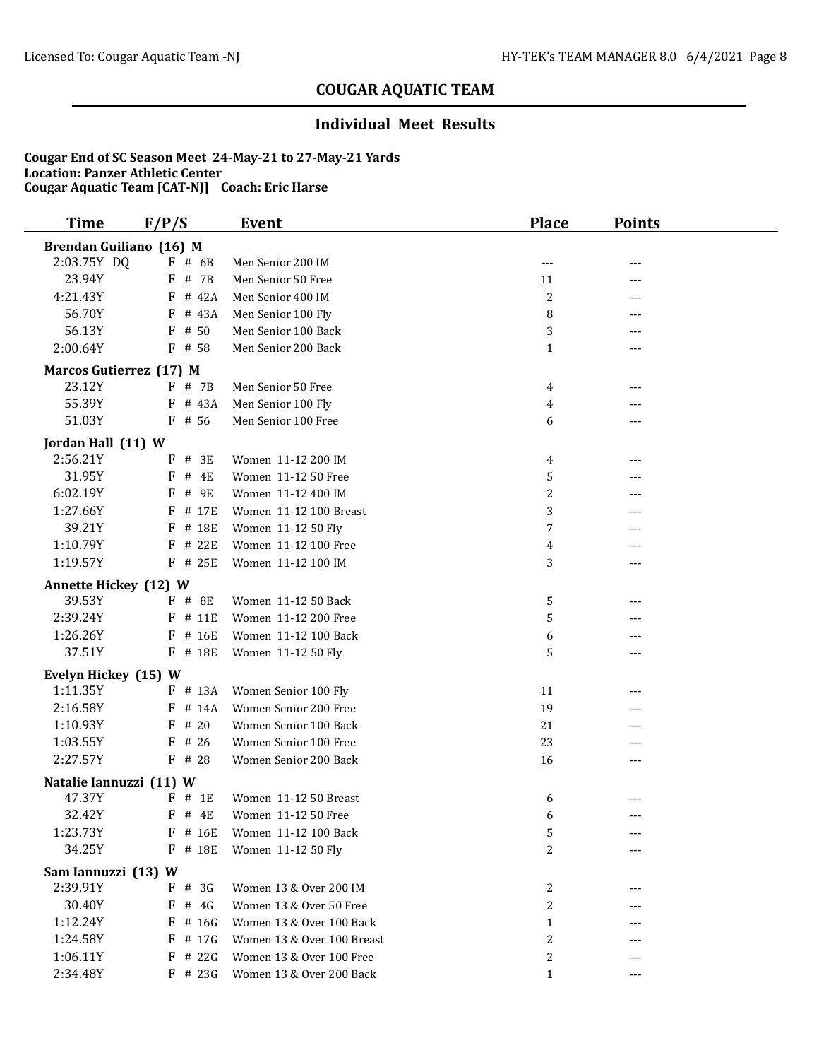## COUGAR AQUATIC TEAM

### Individual Meet Results

**Cougar End of SC Season Meet 24-May-21 to 27-May-21 Yards**
**Location: Panzer Athletic Center**
**Cougar Aquatic Team [CAT-NJ] Coach: Eric Harse**

| Time | F/P/S | Event | Place | Points |
|---|---|---|---|---|
| **Brendan Guiliano (16) M** | | | | |
| 2:03.75Y DQ | F # 6B | Men Senior 200 IM | --- | --- |
| 23.94Y | F # 7B | Men Senior 50 Free | 11 | --- |
| 4:21.43Y | F # 42A | Men Senior 400 IM | 2 | --- |
| 56.70Y | F # 43A | Men Senior 100 Fly | 8 | --- |
| 56.13Y | F # 50 | Men Senior 100 Back | 3 | --- |
| 2:00.64Y | F # 58 | Men Senior 200 Back | 1 | --- |
| **Marcos Gutierrez (17) M** | | | | |
| 23.12Y | F # 7B | Men Senior 50 Free | 4 | --- |
| 55.39Y | F # 43A | Men Senior 100 Fly | 4 | --- |
| 51.03Y | F # 56 | Men Senior 100 Free | 6 | --- |
| **Jordan Hall (11) W** | | | | |
| 2:56.21Y | F # 3E | Women 11-12 200 IM | 4 | --- |
| 31.95Y | F # 4E | Women 11-12 50 Free | 5 | --- |
| 6:02.19Y | F # 9E | Women 11-12 400 IM | 2 | --- |
| 1:27.66Y | F # 17E | Women 11-12 100 Breast | 3 | --- |
| 39.21Y | F # 18E | Women 11-12 50 Fly | 7 | --- |
| 1:10.79Y | F # 22E | Women 11-12 100 Free | 4 | --- |
| 1:19.57Y | F # 25E | Women 11-12 100 IM | 3 | --- |
| **Annette Hickey (12) W** | | | | |
| 39.53Y | F # 8E | Women 11-12 50 Back | 5 | --- |
| 2:39.24Y | F # 11E | Women 11-12 200 Free | 5 | --- |
| 1:26.26Y | F # 16E | Women 11-12 100 Back | 6 | --- |
| 37.51Y | F # 18E | Women 11-12 50 Fly | 5 | --- |
| **Evelyn Hickey (15) W** | | | | |
| 1:11.35Y | F # 13A | Women Senior 100 Fly | 11 | --- |
| 2:16.58Y | F # 14A | Women Senior 200 Free | 19 | --- |
| 1:10.93Y | F # 20 | Women Senior 100 Back | 21 | --- |
| 1:03.55Y | F # 26 | Women Senior 100 Free | 23 | --- |
| 2:27.57Y | F # 28 | Women Senior 200 Back | 16 | --- |
| **Natalie Iannuzzi (11) W** | | | | |
| 47.37Y | F # 1E | Women 11-12 50 Breast | 6 | --- |
| 32.42Y | F # 4E | Women 11-12 50 Free | 6 | --- |
| 1:23.73Y | F # 16E | Women 11-12 100 Back | 5 | --- |
| 34.25Y | F # 18E | Women 11-12 50 Fly | 2 | --- |
| **Sam Iannuzzi (13) W** | | | | |
| 2:39.91Y | F # 3G | Women 13 & Over 200 IM | 2 | --- |
| 30.40Y | F # 4G | Women 13 & Over 50 Free | 2 | --- |
| 1:12.24Y | F # 16G | Women 13 & Over 100 Back | 1 | --- |
| 1:24.58Y | F # 17G | Women 13 & Over 100 Breast | 2 | --- |
| 1:06.11Y | F # 22G | Women 13 & Over 100 Free | 2 | --- |
| 2:34.48Y | F # 23G | Women 13 & Over 200 Back | 1 | --- |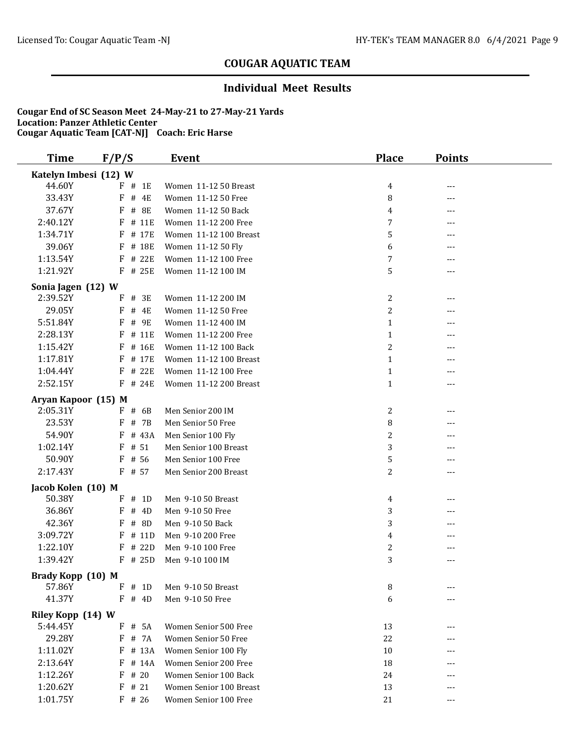## COUGAR AQUATIC TEAM

### Individual Meet Results

**Cougar End of SC Season Meet 24-May-21 to 27-May-21 Yards**
**Location: Panzer Athletic Center**
**Cougar Aquatic Team [CAT-NJ] Coach: Eric Harse**

| Time | F/P/S | Event | Place | Points |
|---|---|---|---|---|
| **Katelyn Imbesi (12) W** | | | | |
| 44.60Y | F # 1E | Women 11-12 50 Breast | 4 | --- |
| 33.43Y | F # 4E | Women 11-12 50 Free | 8 | --- |
| 37.67Y | F # 8E | Women 11-12 50 Back | 4 | --- |
| 2:40.12Y | F # 11E | Women 11-12 200 Free | 7 | --- |
| 1:34.71Y | F # 17E | Women 11-12 100 Breast | 5 | --- |
| 39.06Y | F # 18E | Women 11-12 50 Fly | 6 | --- |
| 1:13.54Y | F # 22E | Women 11-12 100 Free | 7 | --- |
| 1:21.92Y | F # 25E | Women 11-12 100 IM | 5 | --- |
| **Sonia Jagen (12) W** | | | | |
| 2:39.52Y | F # 3E | Women 11-12 200 IM | 2 | --- |
| 29.05Y | F # 4E | Women 11-12 50 Free | 2 | --- |
| 5:51.84Y | F # 9E | Women 11-12 400 IM | 1 | --- |
| 2:28.13Y | F # 11E | Women 11-12 200 Free | 1 | --- |
| 1:15.42Y | F # 16E | Women 11-12 100 Back | 2 | --- |
| 1:17.81Y | F # 17E | Women 11-12 100 Breast | 1 | --- |
| 1:04.44Y | F # 22E | Women 11-12 100 Free | 1 | --- |
| 2:52.15Y | F # 24E | Women 11-12 200 Breast | 1 | --- |
| **Aryan Kapoor (15) M** | | | | |
| 2:05.31Y | F # 6B | Men Senior 200 IM | 2 | --- |
| 23.53Y | F # 7B | Men Senior 50 Free | 8 | --- |
| 54.90Y | F # 43A | Men Senior 100 Fly | 2 | --- |
| 1:02.14Y | F # 51 | Men Senior 100 Breast | 3 | --- |
| 50.90Y | F # 56 | Men Senior 100 Free | 5 | --- |
| 2:17.43Y | F # 57 | Men Senior 200 Breast | 2 | --- |
| **Jacob Kolen (10) M** | | | | |
| 50.38Y | F # 1D | Men 9-10 50 Breast | 4 | --- |
| 36.86Y | F # 4D | Men 9-10 50 Free | 3 | --- |
| 42.36Y | F # 8D | Men 9-10 50 Back | 3 | --- |
| 3:09.72Y | F # 11D | Men 9-10 200 Free | 4 | --- |
| 1:22.10Y | F # 22D | Men 9-10 100 Free | 2 | --- |
| 1:39.42Y | F # 25D | Men 9-10 100 IM | 3 | --- |
| **Brady Kopp (10) M** | | | | |
| 57.86Y | F # 1D | Men 9-10 50 Breast | 8 | --- |
| 41.37Y | F # 4D | Men 9-10 50 Free | 6 | --- |
| **Riley Kopp (14) W** | | | | |
| 5:44.45Y | F # 5A | Women Senior 500 Free | 13 | --- |
| 29.28Y | F # 7A | Women Senior 50 Free | 22 | --- |
| 1:11.02Y | F # 13A | Women Senior 100 Fly | 10 | --- |
| 2:13.64Y | F # 14A | Women Senior 200 Free | 18 | --- |
| 1:12.26Y | F # 20 | Women Senior 100 Back | 24 | --- |
| 1:20.62Y | F # 21 | Women Senior 100 Breast | 13 | --- |
| 1:01.75Y | F # 26 | Women Senior 100 Free | 21 | --- |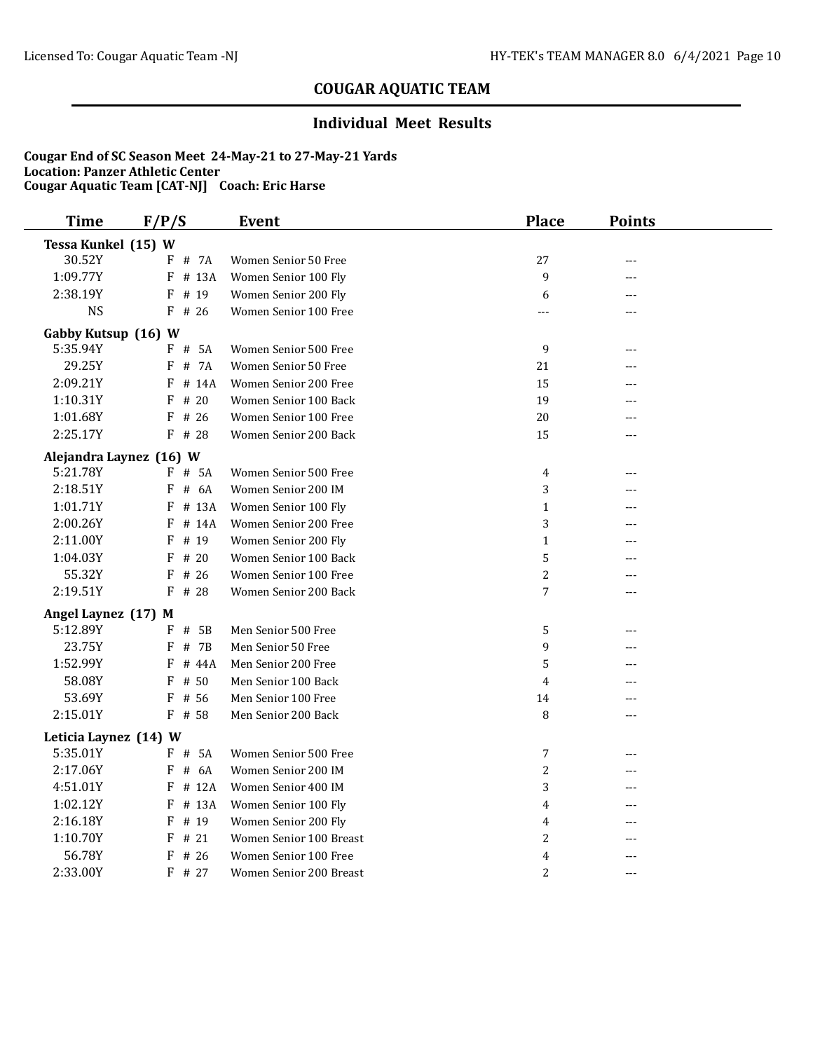## COUGAR AQUATIC TEAM

### Individual Meet Results

**Cougar End of SC Season Meet 24-May-21 to 27-May-21 Yards**
**Location: Panzer Athletic Center**
**Cougar Aquatic Team [CAT-NJ] Coach: Eric Harse**

| Time | F/P/S | Event | Place | Points |
|---|---|---|---|---|
| **Tessa Kunkel (15) W** | | | | |
| 30.52Y | F # 7A | Women Senior 50 Free | 27 | --- |
| 1:09.77Y | F # 13A | Women Senior 100 Fly | 9 | --- |
| 2:38.19Y | F # 19 | Women Senior 200 Fly | 6 | --- |
| NS | F # 26 | Women Senior 100 Free | --- | --- |
| **Gabby Kutsup (16) W** | | | | |
| 5:35.94Y | F # 5A | Women Senior 500 Free | 9 | --- |
| 29.25Y | F # 7A | Women Senior 50 Free | 21 | --- |
| 2:09.21Y | F # 14A | Women Senior 200 Free | 15 | --- |
| 1:10.31Y | F # 20 | Women Senior 100 Back | 19 | --- |
| 1:01.68Y | F # 26 | Women Senior 100 Free | 20 | --- |
| 2:25.17Y | F # 28 | Women Senior 200 Back | 15 | --- |
| **Alejandra Laynez (16) W** | | | | |
| 5:21.78Y | F # 5A | Women Senior 500 Free | 4 | --- |
| 2:18.51Y | F # 6A | Women Senior 200 IM | 3 | --- |
| 1:01.71Y | F # 13A | Women Senior 100 Fly | 1 | --- |
| 2:00.26Y | F # 14A | Women Senior 200 Free | 3 | --- |
| 2:11.00Y | F # 19 | Women Senior 200 Fly | 1 | --- |
| 1:04.03Y | F # 20 | Women Senior 100 Back | 5 | --- |
| 55.32Y | F # 26 | Women Senior 100 Free | 2 | --- |
| 2:19.51Y | F # 28 | Women Senior 200 Back | 7 | --- |
| **Angel Laynez (17) M** | | | | |
| 5:12.89Y | F # 5B | Men Senior 500 Free | 5 | --- |
| 23.75Y | F # 7B | Men Senior 50 Free | 9 | --- |
| 1:52.99Y | F # 44A | Men Senior 200 Free | 5 | --- |
| 58.08Y | F # 50 | Men Senior 100 Back | 4 | --- |
| 53.69Y | F # 56 | Men Senior 100 Free | 14 | --- |
| 2:15.01Y | F # 58 | Men Senior 200 Back | 8 | --- |
| **Leticia Laynez (14) W** | | | | |
| 5:35.01Y | F # 5A | Women Senior 500 Free | 7 | --- |
| 2:17.06Y | F # 6A | Women Senior 200 IM | 2 | --- |
| 4:51.01Y | F # 12A | Women Senior 400 IM | 3 | --- |
| 1:02.12Y | F # 13A | Women Senior 100 Fly | 4 | --- |
| 2:16.18Y | F # 19 | Women Senior 200 Fly | 4 | --- |
| 1:10.70Y | F # 21 | Women Senior 100 Breast | 2 | --- |
| 56.78Y | F # 26 | Women Senior 100 Free | 4 | --- |
| 2:33.00Y | F # 27 | Women Senior 200 Breast | 2 | --- |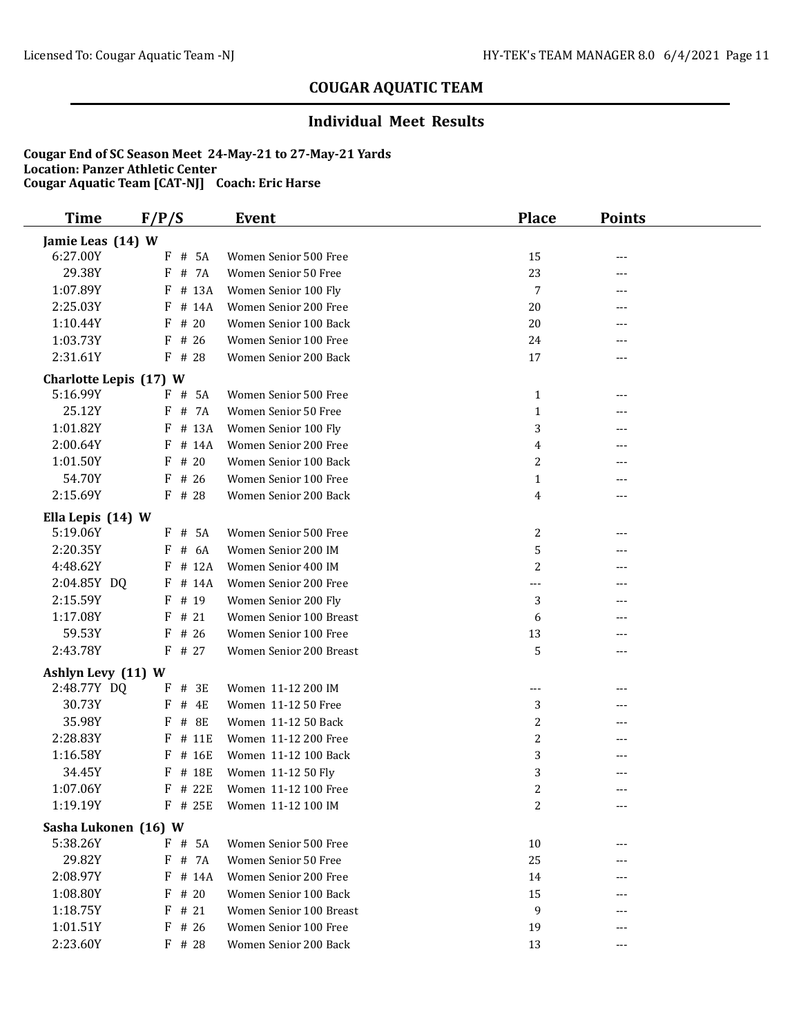## COUGAR AQUATIC TEAM

### Individual Meet Results

**Cougar End of SC Season Meet 24-May-21 to 27-May-21 Yards**
**Location: Panzer Athletic Center**
**Cougar Aquatic Team [CAT-NJ] Coach: Eric Harse**

| Time | F/P/S | Event | Place | Points |
|---|---|---|---|---|
| **Jamie Leas (14) W** | | | | |
| 6:27.00Y | F # 5A | Women Senior 500 Free | 15 | --- |
| 29.38Y | F # 7A | Women Senior 50 Free | 23 | --- |
| 1:07.89Y | F # 13A | Women Senior 100 Fly | 7 | --- |
| 2:25.03Y | F # 14A | Women Senior 200 Free | 20 | --- |
| 1:10.44Y | F # 20 | Women Senior 100 Back | 20 | --- |
| 1:03.73Y | F # 26 | Women Senior 100 Free | 24 | --- |
| 2:31.61Y | F # 28 | Women Senior 200 Back | 17 | --- |
| **Charlotte Lepis (17) W** | | | | |
| 5:16.99Y | F # 5A | Women Senior 500 Free | 1 | --- |
| 25.12Y | F # 7A | Women Senior 50 Free | 1 | --- |
| 1:01.82Y | F # 13A | Women Senior 100 Fly | 3 | --- |
| 2:00.64Y | F # 14A | Women Senior 200 Free | 4 | --- |
| 1:01.50Y | F # 20 | Women Senior 100 Back | 2 | --- |
| 54.70Y | F # 26 | Women Senior 100 Free | 1 | --- |
| 2:15.69Y | F # 28 | Women Senior 200 Back | 4 | --- |
| **Ella Lepis (14) W** | | | | |
| 5:19.06Y | F # 5A | Women Senior 500 Free | 2 | --- |
| 2:20.35Y | F # 6A | Women Senior 200 IM | 5 | --- |
| 4:48.62Y | F # 12A | Women Senior 400 IM | 2 | --- |
| 2:04.85Y DQ | F # 14A | Women Senior 200 Free | --- | --- |
| 2:15.59Y | F # 19 | Women Senior 200 Fly | 3 | --- |
| 1:17.08Y | F # 21 | Women Senior 100 Breast | 6 | --- |
| 59.53Y | F # 26 | Women Senior 100 Free | 13 | --- |
| 2:43.78Y | F # 27 | Women Senior 200 Breast | 5 | --- |
| **Ashlyn Levy (11) W** | | | | |
| 2:48.77Y DQ | F # 3E | Women 11-12 200 IM | --- | --- |
| 30.73Y | F # 4E | Women 11-12 50 Free | 3 | --- |
| 35.98Y | F # 8E | Women 11-12 50 Back | 2 | --- |
| 2:28.83Y | F # 11E | Women 11-12 200 Free | 2 | --- |
| 1:16.58Y | F # 16E | Women 11-12 100 Back | 3 | --- |
| 34.45Y | F # 18E | Women 11-12 50 Fly | 3 | --- |
| 1:07.06Y | F # 22E | Women 11-12 100 Free | 2 | --- |
| 1:19.19Y | F # 25E | Women 11-12 100 IM | 2 | --- |
| **Sasha Lukonen (16) W** | | | | |
| 5:38.26Y | F # 5A | Women Senior 500 Free | 10 | --- |
| 29.82Y | F # 7A | Women Senior 50 Free | 25 | --- |
| 2:08.97Y | F # 14A | Women Senior 200 Free | 14 | --- |
| 1:08.80Y | F # 20 | Women Senior 100 Back | 15 | --- |
| 1:18.75Y | F # 21 | Women Senior 100 Breast | 9 | --- |
| 1:01.51Y | F # 26 | Women Senior 100 Free | 19 | --- |
| 2:23.60Y | F # 28 | Women Senior 200 Back | 13 | --- |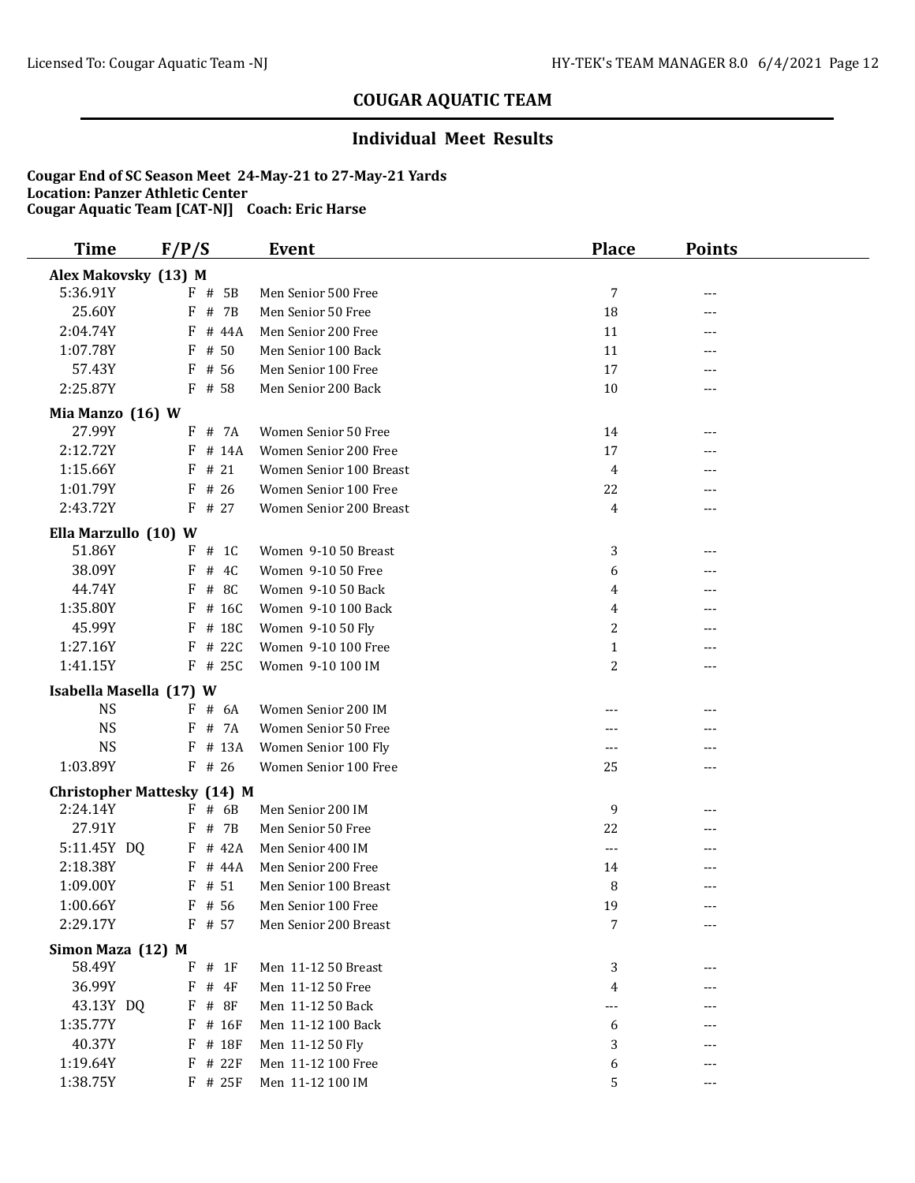## COUGAR AQUATIC TEAM

### Individual Meet Results

**Cougar End of SC Season Meet 24-May-21 to 27-May-21 Yards**
**Location: Panzer Athletic Center**
**Cougar Aquatic Team [CAT-NJ] Coach: Eric Harse**

| Time | F/P/S | Event | Place | Points |
|---|---|---|---|---|
| **Alex Makovsky (13) M** | | | | |
| 5:36.91Y | F # 5B | Men Senior 500 Free | 7 | --- |
| 25.60Y | F # 7B | Men Senior 50 Free | 18 | --- |
| 2:04.74Y | F # 44A | Men Senior 200 Free | 11 | --- |
| 1:07.78Y | F # 50 | Men Senior 100 Back | 11 | --- |
| 57.43Y | F # 56 | Men Senior 100 Free | 17 | --- |
| 2:25.87Y | F # 58 | Men Senior 200 Back | 10 | --- |
| **Mia Manzo (16) W** | | | | |
| 27.99Y | F # 7A | Women Senior 50 Free | 14 | --- |
| 2:12.72Y | F # 14A | Women Senior 200 Free | 17 | --- |
| 1:15.66Y | F # 21 | Women Senior 100 Breast | 4 | --- |
| 1:01.79Y | F # 26 | Women Senior 100 Free | 22 | --- |
| 2:43.72Y | F # 27 | Women Senior 200 Breast | 4 | --- |
| **Ella Marzullo (10) W** | | | | |
| 51.86Y | F # 1C | Women 9-10 50 Breast | 3 | --- |
| 38.09Y | F # 4C | Women 9-10 50 Free | 6 | --- |
| 44.74Y | F # 8C | Women 9-10 50 Back | 4 | --- |
| 1:35.80Y | F # 16C | Women 9-10 100 Back | 4 | --- |
| 45.99Y | F # 18C | Women 9-10 50 Fly | 2 | --- |
| 1:27.16Y | F # 22C | Women 9-10 100 Free | 1 | --- |
| 1:41.15Y | F # 25C | Women 9-10 100 IM | 2 | --- |
| **Isabella Masella (17) W** | | | | |
| NS | F # 6A | Women Senior 200 IM | --- | --- |
| NS | F # 7A | Women Senior 50 Free | --- | --- |
| NS | F # 13A | Women Senior 100 Fly | --- | --- |
| 1:03.89Y | F # 26 | Women Senior 100 Free | 25 | --- |
| **Christopher Mattesky (14) M** | | | | |
| 2:24.14Y | F # 6B | Men Senior 200 IM | 9 | --- |
| 27.91Y | F # 7B | Men Senior 50 Free | 22 | --- |
| 5:11.45Y DQ | F # 42A | Men Senior 400 IM | --- | --- |
| 2:18.38Y | F # 44A | Men Senior 200 Free | 14 | --- |
| 1:09.00Y | F # 51 | Men Senior 100 Breast | 8 | --- |
| 1:00.66Y | F # 56 | Men Senior 100 Free | 19 | --- |
| 2:29.17Y | F # 57 | Men Senior 200 Breast | 7 | --- |
| **Simon Maza (12) M** | | | | |
| 58.49Y | F # 1F | Men 11-12 50 Breast | 3 | --- |
| 36.99Y | F # 4F | Men 11-12 50 Free | 4 | --- |
| 43.13Y DQ | F # 8F | Men 11-12 50 Back | --- | --- |
| 1:35.77Y | F # 16F | Men 11-12 100 Back | 6 | --- |
| 40.37Y | F # 18F | Men 11-12 50 Fly | 3 | --- |
| 1:19.64Y | F # 22F | Men 11-12 100 Free | 6 | --- |
| 1:38.75Y | F # 25F | Men 11-12 100 IM | 5 | --- |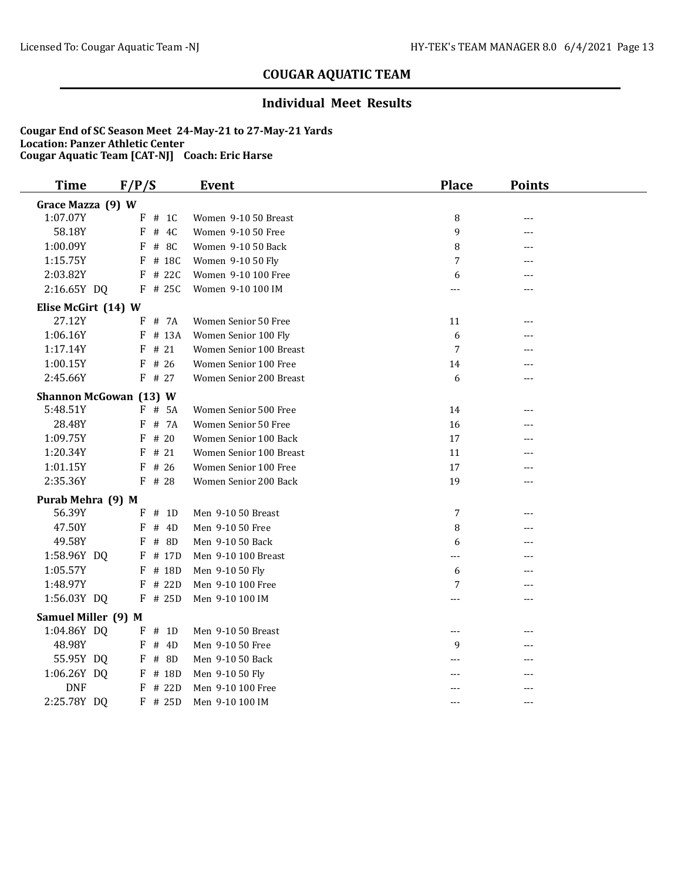## COUGAR AQUATIC TEAM

### Individual Meet Results

**Cougar End of SC Season Meet 24-May-21 to 27-May-21 Yards**
**Location: Panzer Athletic Center**
**Cougar Aquatic Team [CAT-NJ] Coach: Eric Harse**

| Time | F/P/S | Event | Place | Points |
|---|---|---|---|---|
| **Grace Mazza (9) W** | | | | |
| 1:07.07Y | F # 1C | Women 9-10 50 Breast | 8 | --- |
| 58.18Y | F # 4C | Women 9-10 50 Free | 9 | --- |
| 1:00.09Y | F # 8C | Women 9-10 50 Back | 8 | --- |
| 1:15.75Y | F # 18C | Women 9-10 50 Fly | 7 | --- |
| 2:03.82Y | F # 22C | Women 9-10 100 Free | 6 | --- |
| 2:16.65Y DQ | F # 25C | Women 9-10 100 IM | --- | --- |
| **Elise McGirt (14) W** | | | | |
| 27.12Y | F # 7A | Women Senior 50 Free | 11 | --- |
| 1:06.16Y | F # 13A | Women Senior 100 Fly | 6 | --- |
| 1:17.14Y | F # 21 | Women Senior 100 Breast | 7 | --- |
| 1:00.15Y | F # 26 | Women Senior 100 Free | 14 | --- |
| 2:45.66Y | F # 27 | Women Senior 200 Breast | 6 | --- |
| **Shannon McGowan (13) W** | | | | |
| 5:48.51Y | F # 5A | Women Senior 500 Free | 14 | --- |
| 28.48Y | F # 7A | Women Senior 50 Free | 16 | --- |
| 1:09.75Y | F # 20 | Women Senior 100 Back | 17 | --- |
| 1:20.34Y | F # 21 | Women Senior 100 Breast | 11 | --- |
| 1:01.15Y | F # 26 | Women Senior 100 Free | 17 | --- |
| 2:35.36Y | F # 28 | Women Senior 200 Back | 19 | --- |
| **Purab Mehra (9) M** | | | | |
| 56.39Y | F # 1D | Men 9-10 50 Breast | 7 | --- |
| 47.50Y | F # 4D | Men 9-10 50 Free | 8 | --- |
| 49.58Y | F # 8D | Men 9-10 50 Back | 6 | --- |
| 1:58.96Y DQ | F # 17D | Men 9-10 100 Breast | --- | --- |
| 1:05.57Y | F # 18D | Men 9-10 50 Fly | 6 | --- |
| 1:48.97Y | F # 22D | Men 9-10 100 Free | 7 | --- |
| 1:56.03Y DQ | F # 25D | Men 9-10 100 IM | --- | --- |
| **Samuel Miller (9) M** | | | | |
| 1:04.86Y DQ | F # 1D | Men 9-10 50 Breast | --- | --- |
| 48.98Y | F # 4D | Men 9-10 50 Free | 9 | --- |
| 55.95Y DQ | F # 8D | Men 9-10 50 Back | --- | --- |
| 1:06.26Y DQ | F # 18D | Men 9-10 50 Fly | --- | --- |
| DNF | F # 22D | Men 9-10 100 Free | --- | --- |
| 2:25.78Y DQ | F # 25D | Men 9-10 100 IM | --- | --- |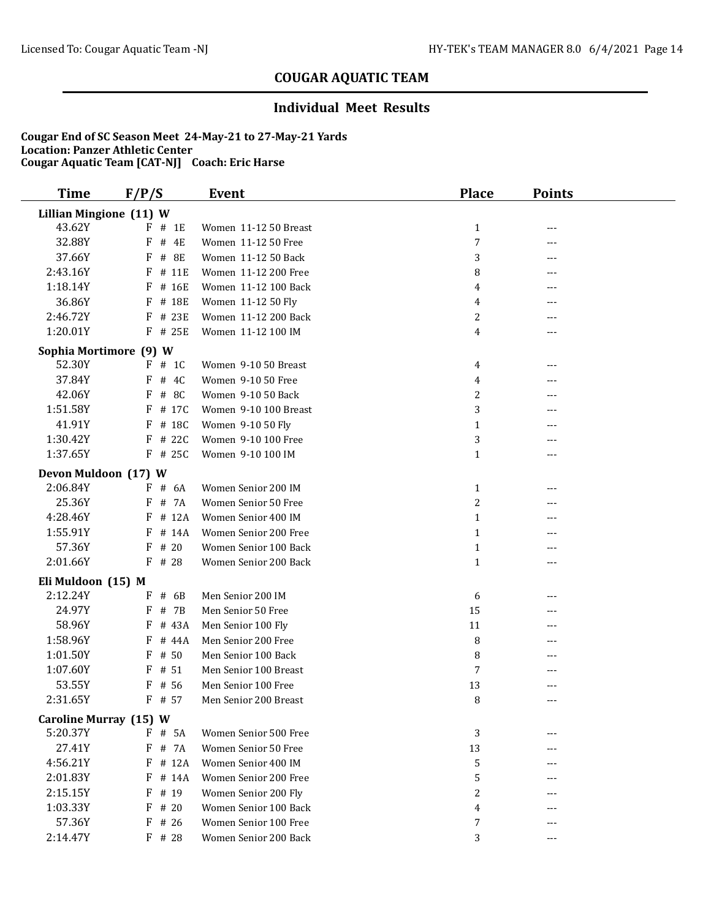## COUGAR AQUATIC TEAM

### Individual Meet Results

**Cougar End of SC Season Meet 24-May-21 to 27-May-21 Yards**
**Location: Panzer Athletic Center**
**Cougar Aquatic Team [CAT-NJ] Coach: Eric Harse**

| Time | F/P/S | Event | Place | Points |
|---|---|---|---|---|
| **Lillian Mingione (11) W** | | | | |
| 43.62Y | F # 1E | Women 11-12 50 Breast | 1 | --- |
| 32.88Y | F # 4E | Women 11-12 50 Free | 7 | --- |
| 37.66Y | F # 8E | Women 11-12 50 Back | 3 | --- |
| 2:43.16Y | F # 11E | Women 11-12 200 Free | 8 | --- |
| 1:18.14Y | F # 16E | Women 11-12 100 Back | 4 | --- |
| 36.86Y | F # 18E | Women 11-12 50 Fly | 4 | --- |
| 2:46.72Y | F # 23E | Women 11-12 200 Back | 2 | --- |
| 1:20.01Y | F # 25E | Women 11-12 100 IM | 4 | --- |
| **Sophia Mortimore (9) W** | | | | |
| 52.30Y | F # 1C | Women 9-10 50 Breast | 4 | --- |
| 37.84Y | F # 4C | Women 9-10 50 Free | 4 | --- |
| 42.06Y | F # 8C | Women 9-10 50 Back | 2 | --- |
| 1:51.58Y | F # 17C | Women 9-10 100 Breast | 3 | --- |
| 41.91Y | F # 18C | Women 9-10 50 Fly | 1 | --- |
| 1:30.42Y | F # 22C | Women 9-10 100 Free | 3 | --- |
| 1:37.65Y | F # 25C | Women 9-10 100 IM | 1 | --- |
| **Devon Muldoon (17) W** | | | | |
| 2:06.84Y | F # 6A | Women Senior 200 IM | 1 | --- |
| 25.36Y | F # 7A | Women Senior 50 Free | 2 | --- |
| 4:28.46Y | F # 12A | Women Senior 400 IM | 1 | --- |
| 1:55.91Y | F # 14A | Women Senior 200 Free | 1 | --- |
| 57.36Y | F # 20 | Women Senior 100 Back | 1 | --- |
| 2:01.66Y | F # 28 | Women Senior 200 Back | 1 | --- |
| **Eli Muldoon (15) M** | | | | |
| 2:12.24Y | F # 6B | Men Senior 200 IM | 6 | --- |
| 24.97Y | F # 7B | Men Senior 50 Free | 15 | --- |
| 58.96Y | F # 43A | Men Senior 100 Fly | 11 | --- |
| 1:58.96Y | F # 44A | Men Senior 200 Free | 8 | --- |
| 1:01.50Y | F # 50 | Men Senior 100 Back | 8 | --- |
| 1:07.60Y | F # 51 | Men Senior 100 Breast | 7 | --- |
| 53.55Y | F # 56 | Men Senior 100 Free | 13 | --- |
| 2:31.65Y | F # 57 | Men Senior 200 Breast | 8 | --- |
| **Caroline Murray (15) W** | | | | |
| 5:20.37Y | F # 5A | Women Senior 500 Free | 3 | --- |
| 27.41Y | F # 7A | Women Senior 50 Free | 13 | --- |
| 4:56.21Y | F # 12A | Women Senior 400 IM | 5 | --- |
| 2:01.83Y | F # 14A | Women Senior 200 Free | 5 | --- |
| 2:15.15Y | F # 19 | Women Senior 200 Fly | 2 | --- |
| 1:03.33Y | F # 20 | Women Senior 100 Back | 4 | --- |
| 57.36Y | F # 26 | Women Senior 100 Free | 7 | --- |
| 2:14.47Y | F # 28 | Women Senior 200 Back | 3 | --- |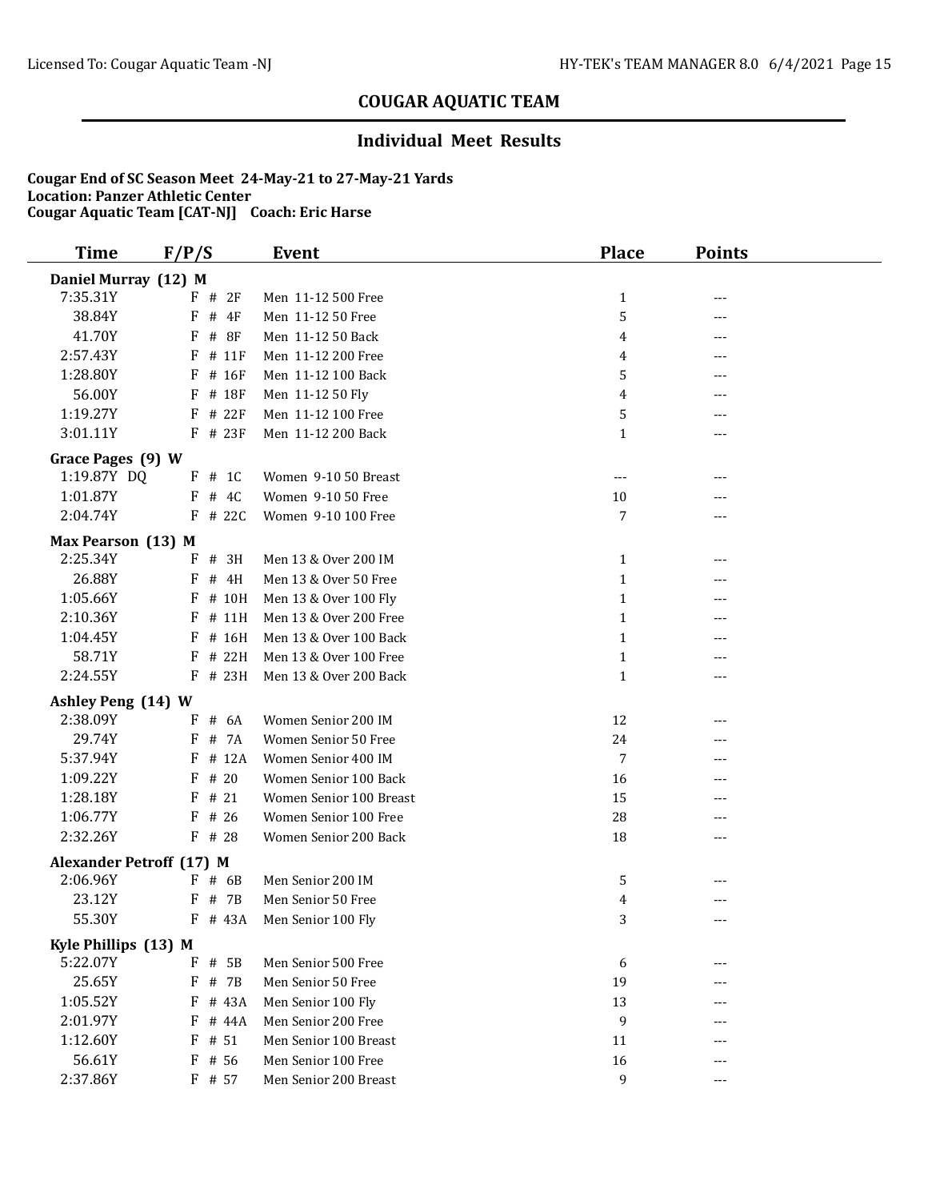## COUGAR AQUATIC TEAM

### Individual Meet Results

**Cougar End of SC Season Meet 24-May-21 to 27-May-21 Yards**
**Location: Panzer Athletic Center**
**Cougar Aquatic Team [CAT-NJ] Coach: Eric Harse**

| Time | F/P/S | Event | Place | Points |
|---|---|---|---|---|
| **Daniel Murray (12) M** | | | | |
| 7:35.31Y | F # 2F | Men 11-12 500 Free | 1 | --- |
| 38.84Y | F # 4F | Men 11-12 50 Free | 5 | --- |
| 41.70Y | F # 8F | Men 11-12 50 Back | 4 | --- |
| 2:57.43Y | F # 11F | Men 11-12 200 Free | 4 | --- |
| 1:28.80Y | F # 16F | Men 11-12 100 Back | 5 | --- |
| 56.00Y | F # 18F | Men 11-12 50 Fly | 4 | --- |
| 1:19.27Y | F # 22F | Men 11-12 100 Free | 5 | --- |
| 3:01.11Y | F # 23F | Men 11-12 200 Back | 1 | --- |
| **Grace Pages (9) W** | | | | |
| 1:19.87Y DQ | F # 1C | Women 9-10 50 Breast | --- | --- |
| 1:01.87Y | F # 4C | Women 9-10 50 Free | 10 | --- |
| 2:04.74Y | F # 22C | Women 9-10 100 Free | 7 | --- |
| **Max Pearson (13) M** | | | | |
| 2:25.34Y | F # 3H | Men 13 & Over 200 IM | 1 | --- |
| 26.88Y | F # 4H | Men 13 & Over 50 Free | 1 | --- |
| 1:05.66Y | F # 10H | Men 13 & Over 100 Fly | 1 | --- |
| 2:10.36Y | F # 11H | Men 13 & Over 200 Free | 1 | --- |
| 1:04.45Y | F # 16H | Men 13 & Over 100 Back | 1 | --- |
| 58.71Y | F # 22H | Men 13 & Over 100 Free | 1 | --- |
| 2:24.55Y | F # 23H | Men 13 & Over 200 Back | 1 | --- |
| **Ashley Peng (14) W** | | | | |
| 2:38.09Y | F # 6A | Women Senior 200 IM | 12 | --- |
| 29.74Y | F # 7A | Women Senior 50 Free | 24 | --- |
| 5:37.94Y | F # 12A | Women Senior 400 IM | 7 | --- |
| 1:09.22Y | F # 20 | Women Senior 100 Back | 16 | --- |
| 1:28.18Y | F # 21 | Women Senior 100 Breast | 15 | --- |
| 1:06.77Y | F # 26 | Women Senior 100 Free | 28 | --- |
| 2:32.26Y | F # 28 | Women Senior 200 Back | 18 | --- |
| **Alexander Petroff (17) M** | | | | |
| 2:06.96Y | F # 6B | Men Senior 200 IM | 5 | --- |
| 23.12Y | F # 7B | Men Senior 50 Free | 4 | --- |
| 55.30Y | F # 43A | Men Senior 100 Fly | 3 | --- |
| **Kyle Phillips (13) M** | | | | |
| 5:22.07Y | F # 5B | Men Senior 500 Free | 6 | --- |
| 25.65Y | F # 7B | Men Senior 50 Free | 19 | --- |
| 1:05.52Y | F # 43A | Men Senior 100 Fly | 13 | --- |
| 2:01.97Y | F # 44A | Men Senior 200 Free | 9 | --- |
| 1:12.60Y | F # 51 | Men Senior 100 Breast | 11 | --- |
| 56.61Y | F # 56 | Men Senior 100 Free | 16 | --- |
| 2:37.86Y | F # 57 | Men Senior 200 Breast | 9 | --- |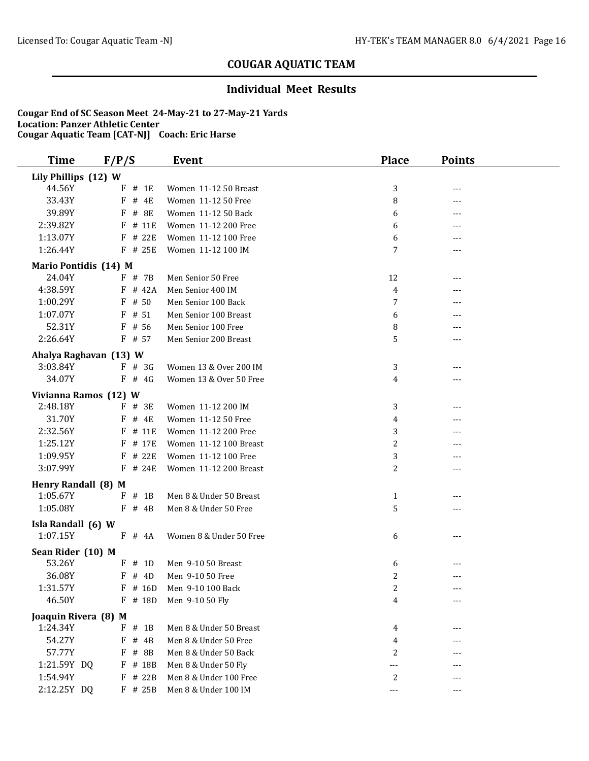## COUGAR AQUATIC TEAM

### Individual Meet Results

**Cougar End of SC Season Meet 24-May-21 to 27-May-21 Yards**
**Location: Panzer Athletic Center**
**Cougar Aquatic Team [CAT-NJ] Coach: Eric Harse**

| Time | F/P/S | Event | Place | Points |
|---|---|---|---|---|
| **Lily Phillips (12) W** | | | | |
| 44.56Y | F # 1E | Women 11-12 50 Breast | 3 | --- |
| 33.43Y | F # 4E | Women 11-12 50 Free | 8 | --- |
| 39.89Y | F # 8E | Women 11-12 50 Back | 6 | --- |
| 2:39.82Y | F # 11E | Women 11-12 200 Free | 6 | --- |
| 1:13.07Y | F # 22E | Women 11-12 100 Free | 6 | --- |
| 1:26.44Y | F # 25E | Women 11-12 100 IM | 7 | --- |
| **Mario Pontidis (14) M** | | | | |
| 24.04Y | F # 7B | Men Senior 50 Free | 12 | --- |
| 4:38.59Y | F # 42A | Men Senior 400 IM | 4 | --- |
| 1:00.29Y | F # 50 | Men Senior 100 Back | 7 | --- |
| 1:07.07Y | F # 51 | Men Senior 100 Breast | 6 | --- |
| 52.31Y | F # 56 | Men Senior 100 Free | 8 | --- |
| 2:26.64Y | F # 57 | Men Senior 200 Breast | 5 | --- |
| **Ahalya Raghavan (13) W** | | | | |
| 3:03.84Y | F # 3G | Women 13 & Over 200 IM | 3 | --- |
| 34.07Y | F # 4G | Women 13 & Over 50 Free | 4 | --- |
| **Vivianna Ramos (12) W** | | | | |
| 2:48.18Y | F # 3E | Women 11-12 200 IM | 3 | --- |
| 31.70Y | F # 4E | Women 11-12 50 Free | 4 | --- |
| 2:32.56Y | F # 11E | Women 11-12 200 Free | 3 | --- |
| 1:25.12Y | F # 17E | Women 11-12 100 Breast | 2 | --- |
| 1:09.95Y | F # 22E | Women 11-12 100 Free | 3 | --- |
| 3:07.99Y | F # 24E | Women 11-12 200 Breast | 2 | --- |
| **Henry Randall (8) M** | | | | |
| 1:05.67Y | F # 1B | Men 8 & Under 50 Breast | 1 | --- |
| 1:05.08Y | F # 4B | Men 8 & Under 50 Free | 5 | --- |
| **Isla Randall (6) W** | | | | |
| 1:07.15Y | F # 4A | Women 8 & Under 50 Free | 6 | --- |
| **Sean Rider (10) M** | | | | |
| 53.26Y | F # 1D | Men 9-10 50 Breast | 6 | --- |
| 36.08Y | F # 4D | Men 9-10 50 Free | 2 | --- |
| 1:31.57Y | F # 16D | Men 9-10 100 Back | 2 | --- |
| 46.50Y | F # 18D | Men 9-10 50 Fly | 4 | --- |
| **Joaquin Rivera (8) M** | | | | |
| 1:24.34Y | F # 1B | Men 8 & Under 50 Breast | 4 | --- |
| 54.27Y | F # 4B | Men 8 & Under 50 Free | 4 | --- |
| 57.77Y | F # 8B | Men 8 & Under 50 Back | 2 | --- |
| 1:21.59Y DQ | F # 18B | Men 8 & Under 50 Fly | --- | --- |
| 1:54.94Y | F # 22B | Men 8 & Under 100 Free | 2 | --- |
| 2:12.25Y DQ | F # 25B | Men 8 & Under 100 IM | --- | --- |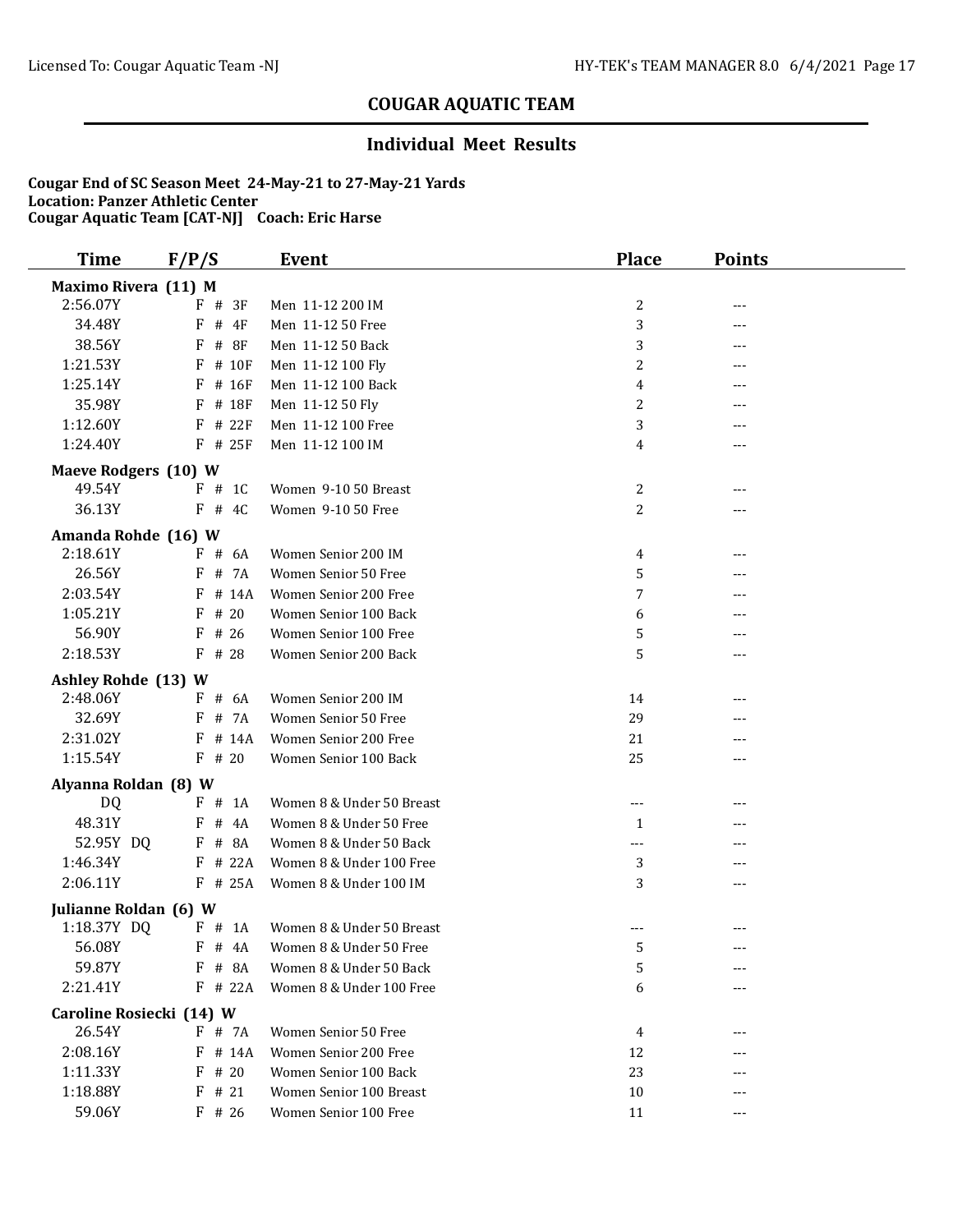## COUGAR AQUATIC TEAM

### Individual Meet Results

**Cougar End of SC Season Meet 24-May-21 to 27-May-21 Yards**
**Location: Panzer Athletic Center**
**Cougar Aquatic Team [CAT-NJ] Coach: Eric Harse**

| Time | F/P/S | Event | Place | Points |
|---|---|---|---|---|
| **Maximo Rivera (11) M** | | | | |
| 2:56.07Y | F # 3F | Men 11-12 200 IM | 2 | --- |
| 34.48Y | F # 4F | Men 11-12 50 Free | 3 | --- |
| 38.56Y | F # 8F | Men 11-12 50 Back | 3 | --- |
| 1:21.53Y | F # 10F | Men 11-12 100 Fly | 2 | --- |
| 1:25.14Y | F # 16F | Men 11-12 100 Back | 4 | --- |
| 35.98Y | F # 18F | Men 11-12 50 Fly | 2 | --- |
| 1:12.60Y | F # 22F | Men 11-12 100 Free | 3 | --- |
| 1:24.40Y | F # 25F | Men 11-12 100 IM | 4 | --- |
| **Maeve Rodgers (10) W** | | | | |
| 49.54Y | F # 1C | Women 9-10 50 Breast | 2 | --- |
| 36.13Y | F # 4C | Women 9-10 50 Free | 2 | --- |
| **Amanda Rohde (16) W** | | | | |
| 2:18.61Y | F # 6A | Women Senior 200 IM | 4 | --- |
| 26.56Y | F # 7A | Women Senior 50 Free | 5 | --- |
| 2:03.54Y | F # 14A | Women Senior 200 Free | 7 | --- |
| 1:05.21Y | F # 20 | Women Senior 100 Back | 6 | --- |
| 56.90Y | F # 26 | Women Senior 100 Free | 5 | --- |
| 2:18.53Y | F # 28 | Women Senior 200 Back | 5 | --- |
| **Ashley Rohde (13) W** | | | | |
| 2:48.06Y | F # 6A | Women Senior 200 IM | 14 | --- |
| 32.69Y | F # 7A | Women Senior 50 Free | 29 | --- |
| 2:31.02Y | F # 14A | Women Senior 200 Free | 21 | --- |
| 1:15.54Y | F # 20 | Women Senior 100 Back | 25 | --- |
| **Alyanna Roldan (8) W** | | | | |
| DQ | F # 1A | Women 8 & Under 50 Breast | --- | --- |
| 48.31Y | F # 4A | Women 8 & Under 50 Free | 1 | --- |
| 52.95Y DQ | F # 8A | Women 8 & Under 50 Back | --- | --- |
| 1:46.34Y | F # 22A | Women 8 & Under 100 Free | 3 | --- |
| 2:06.11Y | F # 25A | Women 8 & Under 100 IM | 3 | --- |
| **Julianne Roldan (6) W** | | | | |
| 1:18.37Y DQ | F # 1A | Women 8 & Under 50 Breast | --- | --- |
| 56.08Y | F # 4A | Women 8 & Under 50 Free | 5 | --- |
| 59.87Y | F # 8A | Women 8 & Under 50 Back | 5 | --- |
| 2:21.41Y | F # 22A | Women 8 & Under 100 Free | 6 | --- |
| **Caroline Rosiecki (14) W** | | | | |
| 26.54Y | F # 7A | Women Senior 50 Free | 4 | --- |
| 2:08.16Y | F # 14A | Women Senior 200 Free | 12 | --- |
| 1:11.33Y | F # 20 | Women Senior 100 Back | 23 | --- |
| 1:18.88Y | F # 21 | Women Senior 100 Breast | 10 | --- |
| 59.06Y | F # 26 | Women Senior 100 Free | 11 | --- |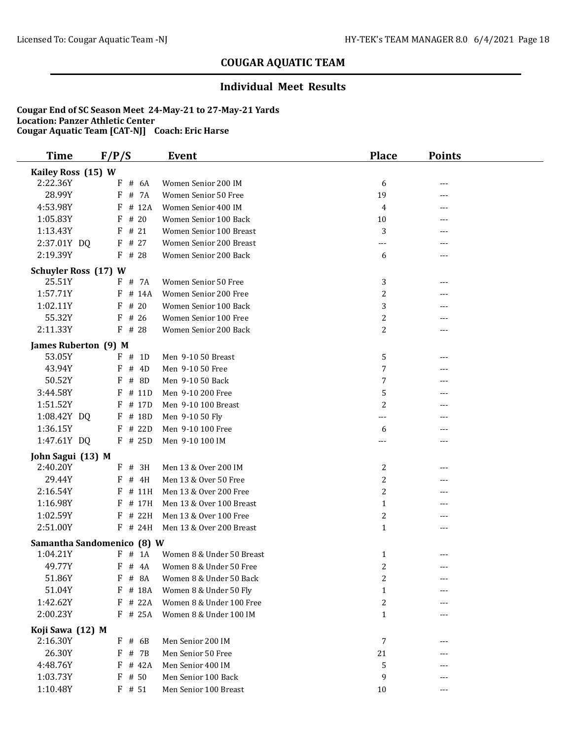## COUGAR AQUATIC TEAM

### Individual Meet Results

**Cougar End of SC Season Meet 24-May-21 to 27-May-21 Yards**
**Location: Panzer Athletic Center**
**Cougar Aquatic Team [CAT-NJ] Coach: Eric Harse**

| Time | F/P/S | Event | Place | Points |
|---|---|---|---|---|
| **Kailey Ross (15) W** | | | | |
| 2:22.36Y | F # 6A | Women Senior 200 IM | 6 | --- |
| 28.99Y | F # 7A | Women Senior 50 Free | 19 | --- |
| 4:53.98Y | F # 12A | Women Senior 400 IM | 4 | --- |
| 1:05.83Y | F # 20 | Women Senior 100 Back | 10 | --- |
| 1:13.43Y | F # 21 | Women Senior 100 Breast | 3 | --- |
| 2:37.01Y DQ | F # 27 | Women Senior 200 Breast | --- | --- |
| 2:19.39Y | F # 28 | Women Senior 200 Back | 6 | --- |
| **Schuyler Ross (17) W** | | | | |
| 25.51Y | F # 7A | Women Senior 50 Free | 3 | --- |
| 1:57.71Y | F # 14A | Women Senior 200 Free | 2 | --- |
| 1:02.11Y | F # 20 | Women Senior 100 Back | 3 | --- |
| 55.32Y | F # 26 | Women Senior 100 Free | 2 | --- |
| 2:11.33Y | F # 28 | Women Senior 200 Back | 2 | --- |
| **James Ruberton (9) M** | | | | |
| 53.05Y | F # 1D | Men 9-10 50 Breast | 5 | --- |
| 43.94Y | F # 4D | Men 9-10 50 Free | 7 | --- |
| 50.52Y | F # 8D | Men 9-10 50 Back | 7 | --- |
| 3:44.58Y | F # 11D | Men 9-10 200 Free | 5 | --- |
| 1:51.52Y | F # 17D | Men 9-10 100 Breast | 2 | --- |
| 1:08.42Y DQ | F # 18D | Men 9-10 50 Fly | --- | --- |
| 1:36.15Y | F # 22D | Men 9-10 100 Free | 6 | --- |
| 1:47.61Y DQ | F # 25D | Men 9-10 100 IM | --- | --- |
| **John Sagui (13) M** | | | | |
| 2:40.20Y | F # 3H | Men 13 & Over 200 IM | 2 | --- |
| 29.44Y | F # 4H | Men 13 & Over 50 Free | 2 | --- |
| 2:16.54Y | F # 11H | Men 13 & Over 200 Free | 2 | --- |
| 1:16.98Y | F # 17H | Men 13 & Over 100 Breast | 1 | --- |
| 1:02.59Y | F # 22H | Men 13 & Over 100 Free | 2 | --- |
| 2:51.00Y | F # 24H | Men 13 & Over 200 Breast | 1 | --- |
| **Samantha Sandomenico (8) W** | | | | |
| 1:04.21Y | F # 1A | Women 8 & Under 50 Breast | 1 | --- |
| 49.77Y | F # 4A | Women 8 & Under 50 Free | 2 | --- |
| 51.86Y | F # 8A | Women 8 & Under 50 Back | 2 | --- |
| 51.04Y | F # 18A | Women 8 & Under 50 Fly | 1 | --- |
| 1:42.62Y | F # 22A | Women 8 & Under 100 Free | 2 | --- |
| 2:00.23Y | F # 25A | Women 8 & Under 100 IM | 1 | --- |
| **Koji Sawa (12) M** | | | | |
| 2:16.30Y | F # 6B | Men Senior 200 IM | 7 | --- |
| 26.30Y | F # 7B | Men Senior 50 Free | 21 | --- |
| 4:48.76Y | F # 42A | Men Senior 400 IM | 5 | --- |
| 1:03.73Y | F # 50 | Men Senior 100 Back | 9 | --- |
| 1:10.48Y | F # 51 | Men Senior 100 Breast | 10 | --- |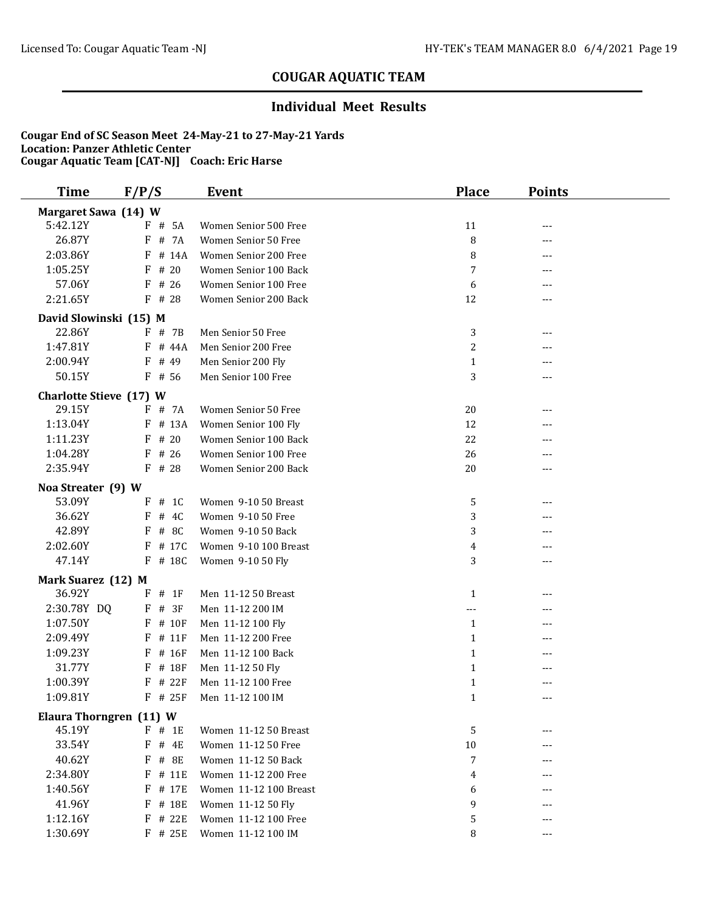## COUGAR AQUATIC TEAM

### Individual Meet Results

**Cougar End of SC Season Meet 24-May-21 to 27-May-21 Yards**
**Location: Panzer Athletic Center**
**Cougar Aquatic Team [CAT-NJ] Coach: Eric Harse**

| Time | F/P/S | Event | Place | Points |
|---|---|---|---|---|
| **Margaret Sawa (14) W** | | | | |
| 5:42.12Y | F # 5A | Women Senior 500 Free | 11 | --- |
| 26.87Y | F # 7A | Women Senior 50 Free | 8 | --- |
| 2:03.86Y | F # 14A | Women Senior 200 Free | 8 | --- |
| 1:05.25Y | F # 20 | Women Senior 100 Back | 7 | --- |
| 57.06Y | F # 26 | Women Senior 100 Free | 6 | --- |
| 2:21.65Y | F # 28 | Women Senior 200 Back | 12 | --- |
| **David Slowinski (15) M** | | | | |
| 22.86Y | F # 7B | Men Senior 50 Free | 3 | --- |
| 1:47.81Y | F # 44A | Men Senior 200 Free | 2 | --- |
| 2:00.94Y | F # 49 | Men Senior 200 Fly | 1 | --- |
| 50.15Y | F # 56 | Men Senior 100 Free | 3 | --- |
| **Charlotte Stieve (17) W** | | | | |
| 29.15Y | F # 7A | Women Senior 50 Free | 20 | --- |
| 1:13.04Y | F # 13A | Women Senior 100 Fly | 12 | --- |
| 1:11.23Y | F # 20 | Women Senior 100 Back | 22 | --- |
| 1:04.28Y | F # 26 | Women Senior 100 Free | 26 | --- |
| 2:35.94Y | F # 28 | Women Senior 200 Back | 20 | --- |
| **Noa Streater (9) W** | | | | |
| 53.09Y | F # 1C | Women 9-10 50 Breast | 5 | --- |
| 36.62Y | F # 4C | Women 9-10 50 Free | 3 | --- |
| 42.89Y | F # 8C | Women 9-10 50 Back | 3 | --- |
| 2:02.60Y | F # 17C | Women 9-10 100 Breast | 4 | --- |
| 47.14Y | F # 18C | Women 9-10 50 Fly | 3 | --- |
| **Mark Suarez (12) M** | | | | |
| 36.92Y | F # 1F | Men 11-12 50 Breast | 1 | --- |
| 2:30.78Y DQ | F # 3F | Men 11-12 200 IM | --- | --- |
| 1:07.50Y | F # 10F | Men 11-12 100 Fly | 1 | --- |
| 2:09.49Y | F # 11F | Men 11-12 200 Free | 1 | --- |
| 1:09.23Y | F # 16F | Men 11-12 100 Back | 1 | --- |
| 31.77Y | F # 18F | Men 11-12 50 Fly | 1 | --- |
| 1:00.39Y | F # 22F | Men 11-12 100 Free | 1 | --- |
| 1:09.81Y | F # 25F | Men 11-12 100 IM | 1 | --- |
| **Elaura Thorngren (11) W** | | | | |
| 45.19Y | F # 1E | Women 11-12 50 Breast | 5 | --- |
| 33.54Y | F # 4E | Women 11-12 50 Free | 10 | --- |
| 40.62Y | F # 8E | Women 11-12 50 Back | 7 | --- |
| 2:34.80Y | F # 11E | Women 11-12 200 Free | 4 | --- |
| 1:40.56Y | F # 17E | Women 11-12 100 Breast | 6 | --- |
| 41.96Y | F # 18E | Women 11-12 50 Fly | 9 | --- |
| 1:12.16Y | F # 22E | Women 11-12 100 Free | 5 | --- |
| 1:30.69Y | F # 25E | Women 11-12 100 IM | 8 | --- |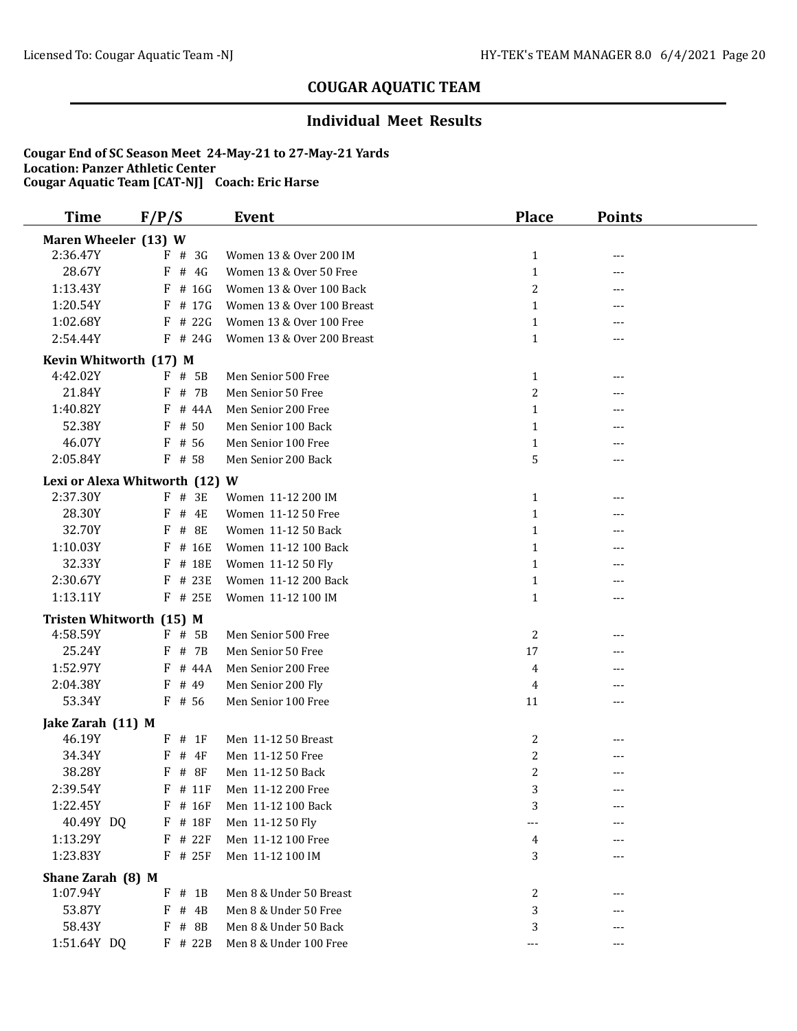## COUGAR AQUATIC TEAM

### Individual Meet Results

**Cougar End of SC Season Meet 24-May-21 to 27-May-21 Yards**
**Location: Panzer Athletic Center**
**Cougar Aquatic Team [CAT-NJ] Coach: Eric Harse**

| Time | F/P/S | Event | Place | Points |
|---|---|---|---|---|
| **Maren Wheeler (13) W** | | | | |
| 2:36.47Y | F # 3G | Women 13 & Over 200 IM | 1 | --- |
| 28.67Y | F # 4G | Women 13 & Over 50 Free | 1 | --- |
| 1:13.43Y | F # 16G | Women 13 & Over 100 Back | 2 | --- |
| 1:20.54Y | F # 17G | Women 13 & Over 100 Breast | 1 | --- |
| 1:02.68Y | F # 22G | Women 13 & Over 100 Free | 1 | --- |
| 2:54.44Y | F # 24G | Women 13 & Over 200 Breast | 1 | --- |
| **Kevin Whitworth (17) M** | | | | |
| 4:42.02Y | F # 5B | Men Senior 500 Free | 1 | --- |
| 21.84Y | F # 7B | Men Senior 50 Free | 2 | --- |
| 1:40.82Y | F # 44A | Men Senior 200 Free | 1 | --- |
| 52.38Y | F # 50 | Men Senior 100 Back | 1 | --- |
| 46.07Y | F # 56 | Men Senior 100 Free | 1 | --- |
| 2:05.84Y | F # 58 | Men Senior 200 Back | 5 | --- |
| **Lexi or Alexa Whitworth (12) W** | | | | |
| 2:37.30Y | F # 3E | Women 11-12 200 IM | 1 | --- |
| 28.30Y | F # 4E | Women 11-12 50 Free | 1 | --- |
| 32.70Y | F # 8E | Women 11-12 50 Back | 1 | --- |
| 1:10.03Y | F # 16E | Women 11-12 100 Back | 1 | --- |
| 32.33Y | F # 18E | Women 11-12 50 Fly | 1 | --- |
| 2:30.67Y | F # 23E | Women 11-12 200 Back | 1 | --- |
| 1:13.11Y | F # 25E | Women 11-12 100 IM | 1 | --- |
| **Tristen Whitworth (15) M** | | | | |
| 4:58.59Y | F # 5B | Men Senior 500 Free | 2 | --- |
| 25.24Y | F # 7B | Men Senior 50 Free | 17 | --- |
| 1:52.97Y | F # 44A | Men Senior 200 Free | 4 | --- |
| 2:04.38Y | F # 49 | Men Senior 200 Fly | 4 | --- |
| 53.34Y | F # 56 | Men Senior 100 Free | 11 | --- |
| **Jake Zarah (11) M** | | | | |
| 46.19Y | F # 1F | Men 11-12 50 Breast | 2 | --- |
| 34.34Y | F # 4F | Men 11-12 50 Free | 2 | --- |
| 38.28Y | F # 8F | Men 11-12 50 Back | 2 | --- |
| 2:39.54Y | F # 11F | Men 11-12 200 Free | 3 | --- |
| 1:22.45Y | F # 16F | Men 11-12 100 Back | 3 | --- |
| 40.49Y DQ | F # 18F | Men 11-12 50 Fly | --- | --- |
| 1:13.29Y | F # 22F | Men 11-12 100 Free | 4 | --- |
| 1:23.83Y | F # 25F | Men 11-12 100 IM | 3 | --- |
| **Shane Zarah (8) M** | | | | |
| 1:07.94Y | F # 1B | Men 8 & Under 50 Breast | 2 | --- |
| 53.87Y | F # 4B | Men 8 & Under 50 Free | 3 | --- |
| 58.43Y | F # 8B | Men 8 & Under 50 Back | 3 | --- |
| 1:51.64Y DQ | F # 22B | Men 8 & Under 100 Free | --- | --- |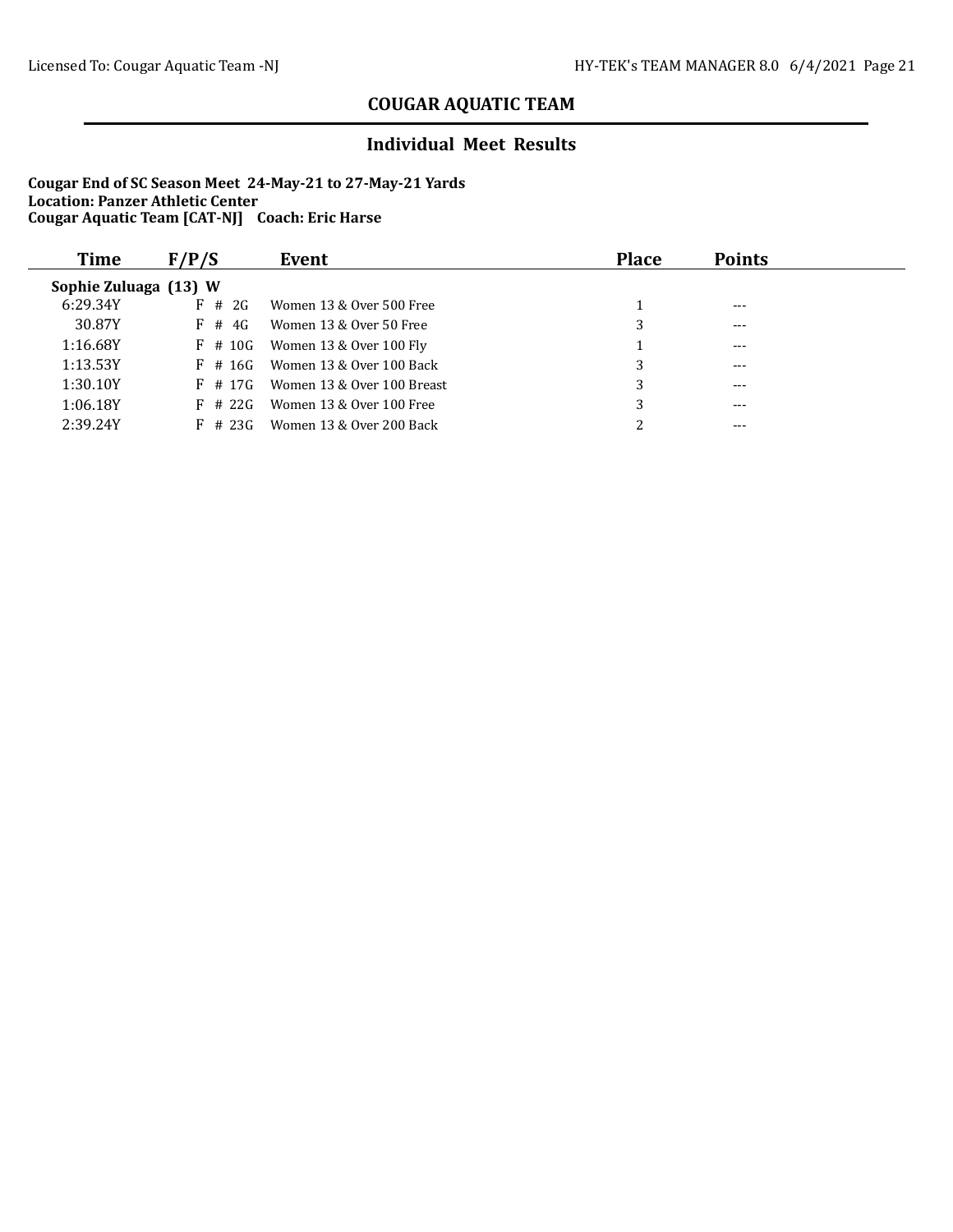## COUGAR AQUATIC TEAM

### Individual Meet Results

**Cougar End of SC Season Meet 24-May-21 to 27-May-21 Yards**
**Location: Panzer Athletic Center**
**Cougar Aquatic Team [CAT-NJ] Coach: Eric Harse**

| Time | F/P/S | Event | Place | Points |
|---|---|---|---|---|
| **Sophie Zuluaga (13) W** | | | | |
| 6:29.34Y | F # 2G | Women 13 & Over 500 Free | 1 | --- |
| 30.87Y | F # 4G | Women 13 & Over 50 Free | 3 | --- |
| 1:16.68Y | F # 10G | Women 13 & Over 100 Fly | 1 | --- |
| 1:13.53Y | F # 16G | Women 13 & Over 100 Back | 3 | --- |
| 1:30.10Y | F # 17G | Women 13 & Over 100 Breast | 3 | --- |
| 1:06.18Y | F # 22G | Women 13 & Over 100 Free | 3 | --- |
| 2:39.24Y | F # 23G | Women 13 & Over 200 Back | 2 | --- |